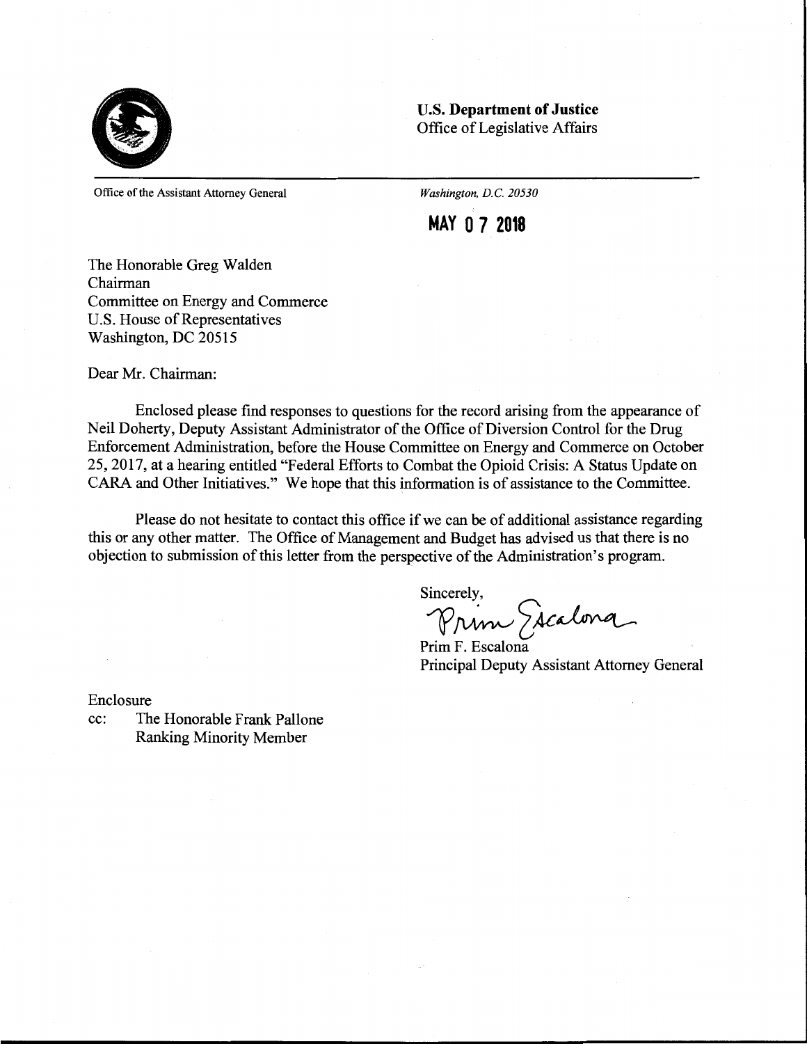**U.S. Department of Justice**
Office of Legislative Affairs

Office of the Assistant Attorney General

*Washington, D.C. 20530*

**MAY 07 2018**

The Honorable Greg Walden
Chairman
Committee on Energy and Commerce
U.S. House of Representatives
Washington, DC 20515

Dear Mr. Chairman:

Enclosed please find responses to questions for the record arising from the appearance of Neil Doherty, Deputy Assistant Administrator of the Office of Diversion Control for the Drug Enforcement Administration, before the House Committee on Energy and Commerce on October 25, 2017, at a hearing entitled "Federal Efforts to Combat the Opioid Crisis: A Status Update on CARA and Other Initiatives." We hope that this information is of assistance to the Committee.

Please do not hesitate to contact this office if we can be of additional assistance regarding this or any other matter. The Office of Management and Budget has advised us that there is no objection to submission of this letter from the perspective of the Administration's program.

Sincerely,

Prim Escalona

Prim F. Escalona
Principal Deputy Assistant Attorney General

Enclosure

cc: The Honorable Frank Pallone
Ranking Minority Member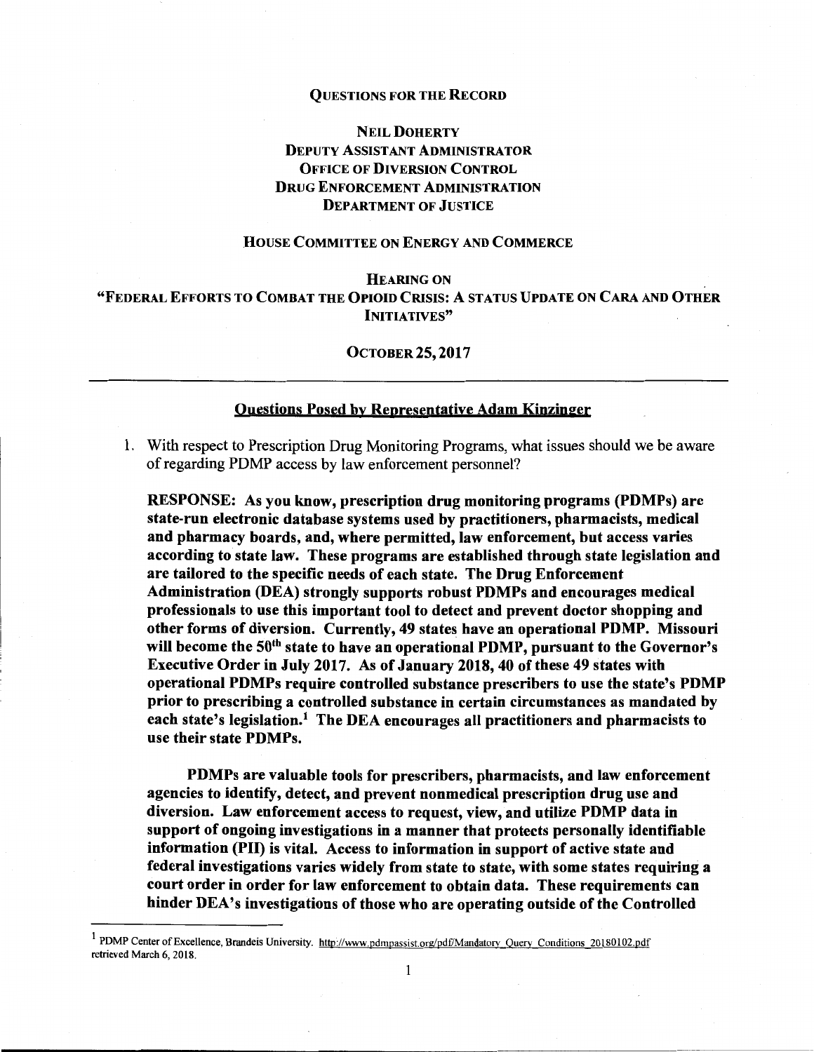QUESTIONS FOR THE RECORD

NEIL DOHERTY
DEPUTY ASSISTANT ADMINISTRATOR
OFFICE OF DIVERSION CONTROL
DRUG ENFORCEMENT ADMINISTRATION
DEPARTMENT OF JUSTICE

HOUSE COMMITTEE ON ENERGY AND COMMERCE

HEARING ON
"FEDERAL EFFORTS TO COMBAT THE OPIOID CRISIS: A STATUS UPDATE ON CARA AND OTHER INITIATIVES"

OCTOBER 25, 2017

---

## Questions Posed by Representative Adam Kinzinger

1. With respect to Prescription Drug Monitoring Programs, what issues should we be aware of regarding PDMP access by law enforcement personnel?

   **RESPONSE: As you know, prescription drug monitoring programs (PDMPs) are state-run electronic database systems used by practitioners, pharmacists, medical and pharmacy boards, and, where permitted, law enforcement, but access varies according to state law. These programs are established through state legislation and are tailored to the specific needs of each state. The Drug Enforcement Administration (DEA) strongly supports robust PDMPs and encourages medical professionals to use this important tool to detect and prevent doctor shopping and other forms of diversion. Currently, 49 states have an operational PDMP. Missouri will become the 50th state to have an operational PDMP, pursuant to the Governor's Executive Order in July 2017. As of January 2018, 40 of these 49 states with operational PDMPs require controlled substance prescribers to use the state's PDMP prior to prescribing a controlled substance in certain circumstances as mandated by each state's legislation.[1] The DEA encourages all practitioners and pharmacists to use their state PDMPs.**

   **PDMPs are valuable tools for prescribers, pharmacists, and law enforcement agencies to identify, detect, and prevent nonmedical prescription drug use and diversion. Law enforcement access to request, view, and utilize PDMP data in support of ongoing investigations in a manner that protects personally identifiable information (PII) is vital. Access to information in support of active state and federal investigations varies widely from state to state, with some states requiring a court order in order for law enforcement to obtain data. These requirements can hinder DEA's investigations of those who are operating outside of the Controlled**

[1] PDMP Center of Excellence, Brandeis University. http://www.pdmpassist.org/pdf/Mandatory_Query_Conditions_20180102.pdf retrieved March 6, 2018.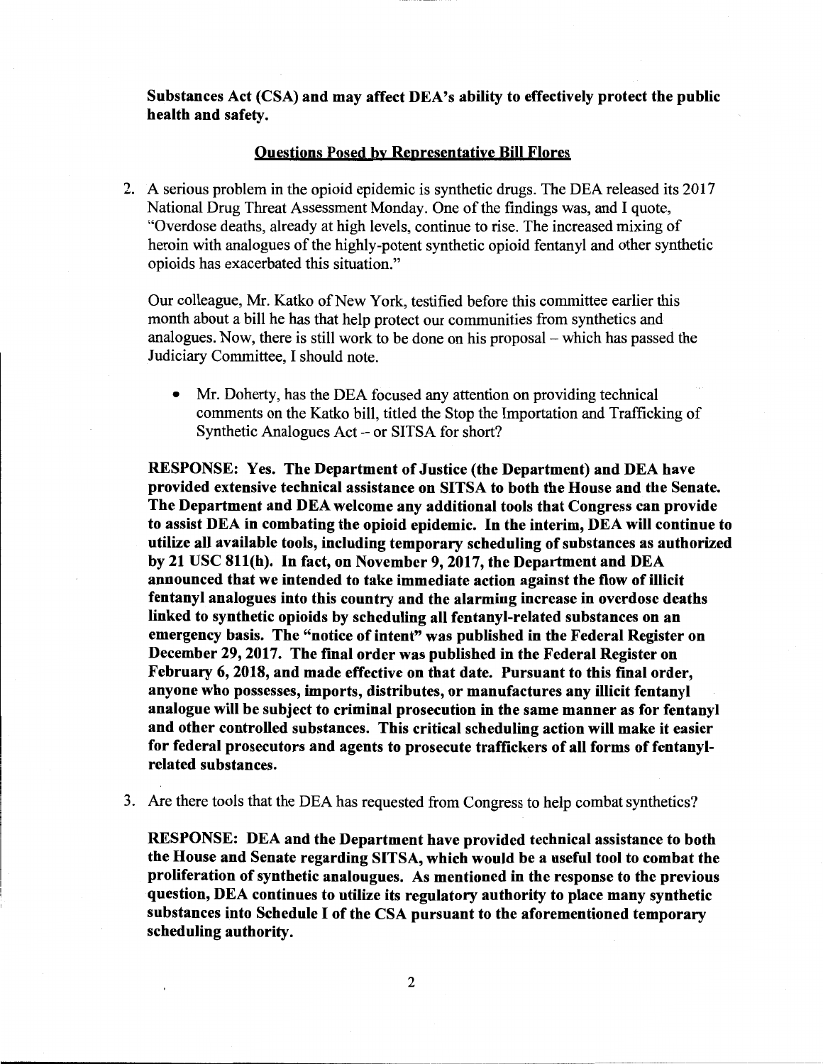**Substances Act (CSA) and may affect DEA's ability to effectively protect the public health and safety.**

## Questions Posed by Representative Bill Flores

2. A serious problem in the opioid epidemic is synthetic drugs. The DEA released its 2017 National Drug Threat Assessment Monday. One of the findings was, and I quote, "Overdose deaths, already at high levels, continue to rise. The increased mixing of heroin with analogues of the highly-potent synthetic opioid fentanyl and other synthetic opioids has exacerbated this situation."

   Our colleague, Mr. Katko of New York, testified before this committee earlier this month about a bill he has that help protect our communities from synthetics and analogues. Now, there is still work to be done on his proposal – which has passed the Judiciary Committee, I should note.

   - Mr. Doherty, has the DEA focused any attention on providing technical comments on the Katko bill, titled the Stop the Importation and Trafficking of Synthetic Analogues Act -- or SITSA for short?

   **RESPONSE: Yes. The Department of Justice (the Department) and DEA have provided extensive technical assistance on SITSA to both the House and the Senate. The Department and DEA welcome any additional tools that Congress can provide to assist DEA in combating the opioid epidemic. In the interim, DEA will continue to utilize all available tools, including temporary scheduling of substances as authorized by 21 USC 811(h). In fact, on November 9, 2017, the Department and DEA announced that we intended to take immediate action against the flow of illicit fentanyl analogues into this country and the alarming increase in overdose deaths linked to synthetic opioids by scheduling all fentanyl-related substances on an emergency basis. The "notice of intent" was published in the Federal Register on December 29, 2017. The final order was published in the Federal Register on February 6, 2018, and made effective on that date. Pursuant to this final order, anyone who possesses, imports, distributes, or manufactures any illicit fentanyl analogue will be subject to criminal prosecution in the same manner as for fentanyl and other controlled substances. This critical scheduling action will make it easier for federal prosecutors and agents to prosecute traffickers of all forms of fentanyl-related substances.**

3. Are there tools that the DEA has requested from Congress to help combat synthetics?

   **RESPONSE: DEA and the Department have provided technical assistance to both the House and Senate regarding SITSA, which would be a useful tool to combat the proliferation of synthetic analougues. As mentioned in the response to the previous question, DEA continues to utilize its regulatory authority to place many synthetic substances into Schedule I of the CSA pursuant to the aforementioned temporary scheduling authority.**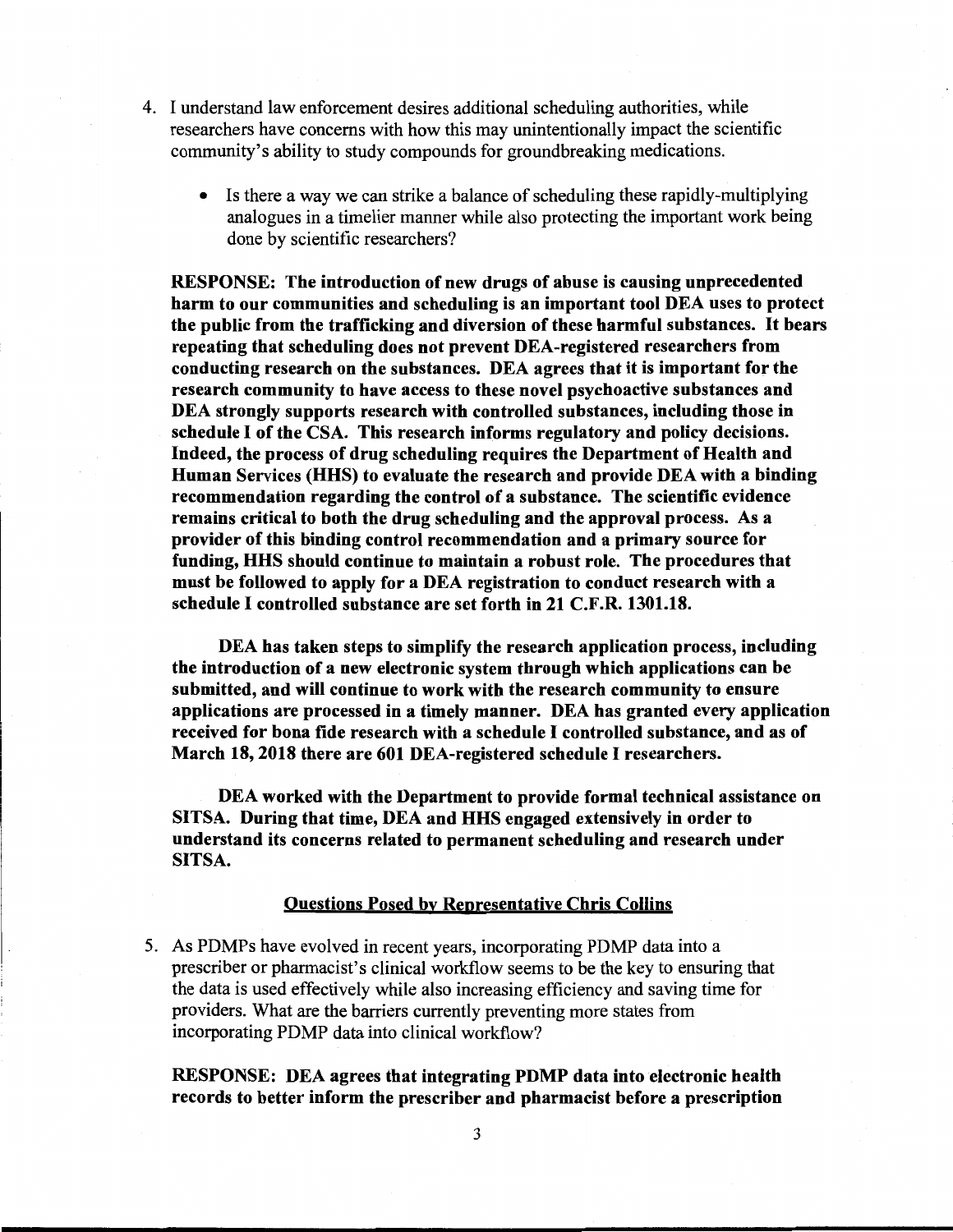4. I understand law enforcement desires additional scheduling authorities, while researchers have concerns with how this may unintentionally impact the scientific community's ability to study compounds for groundbreaking medications.

   - Is there a way we can strike a balance of scheduling these rapidly-multiplying analogues in a timelier manner while also protecting the important work being done by scientific researchers?

**RESPONSE: The introduction of new drugs of abuse is causing unprecedented harm to our communities and scheduling is an important tool DEA uses to protect the public from the trafficking and diversion of these harmful substances. It bears repeating that scheduling does not prevent DEA-registered researchers from conducting research on the substances. DEA agrees that it is important for the research community to have access to these novel psychoactive substances and DEA strongly supports research with controlled substances, including those in schedule I of the CSA. This research informs regulatory and policy decisions. Indeed, the process of drug scheduling requires the Department of Health and Human Services (HHS) to evaluate the research and provide DEA with a binding recommendation regarding the control of a substance. The scientific evidence remains critical to both the drug scheduling and the approval process. As a provider of this binding control recommendation and a primary source for funding, HHS should continue to maintain a robust role. The procedures that must be followed to apply for a DEA registration to conduct research with a schedule I controlled substance are set forth in 21 C.F.R. 1301.18.**

**DEA has taken steps to simplify the research application process, including the introduction of a new electronic system through which applications can be submitted, and will continue to work with the research community to ensure applications are processed in a timely manner. DEA has granted every application received for bona fide research with a schedule I controlled substance, and as of March 18, 2018 there are 601 DEA-registered schedule I researchers.**

**DEA worked with the Department to provide formal technical assistance on SITSA. During that time, DEA and HHS engaged extensively in order to understand its concerns related to permanent scheduling and research under SITSA.**

**Questions Posed by Representative Chris Collins**

5. As PDMPs have evolved in recent years, incorporating PDMP data into a prescriber or pharmacist's clinical workflow seems to be the key to ensuring that the data is used effectively while also increasing efficiency and saving time for providers. What are the barriers currently preventing more states from incorporating PDMP data into clinical workflow?

**RESPONSE: DEA agrees that integrating PDMP data into electronic health records to better inform the prescriber and pharmacist before a prescription**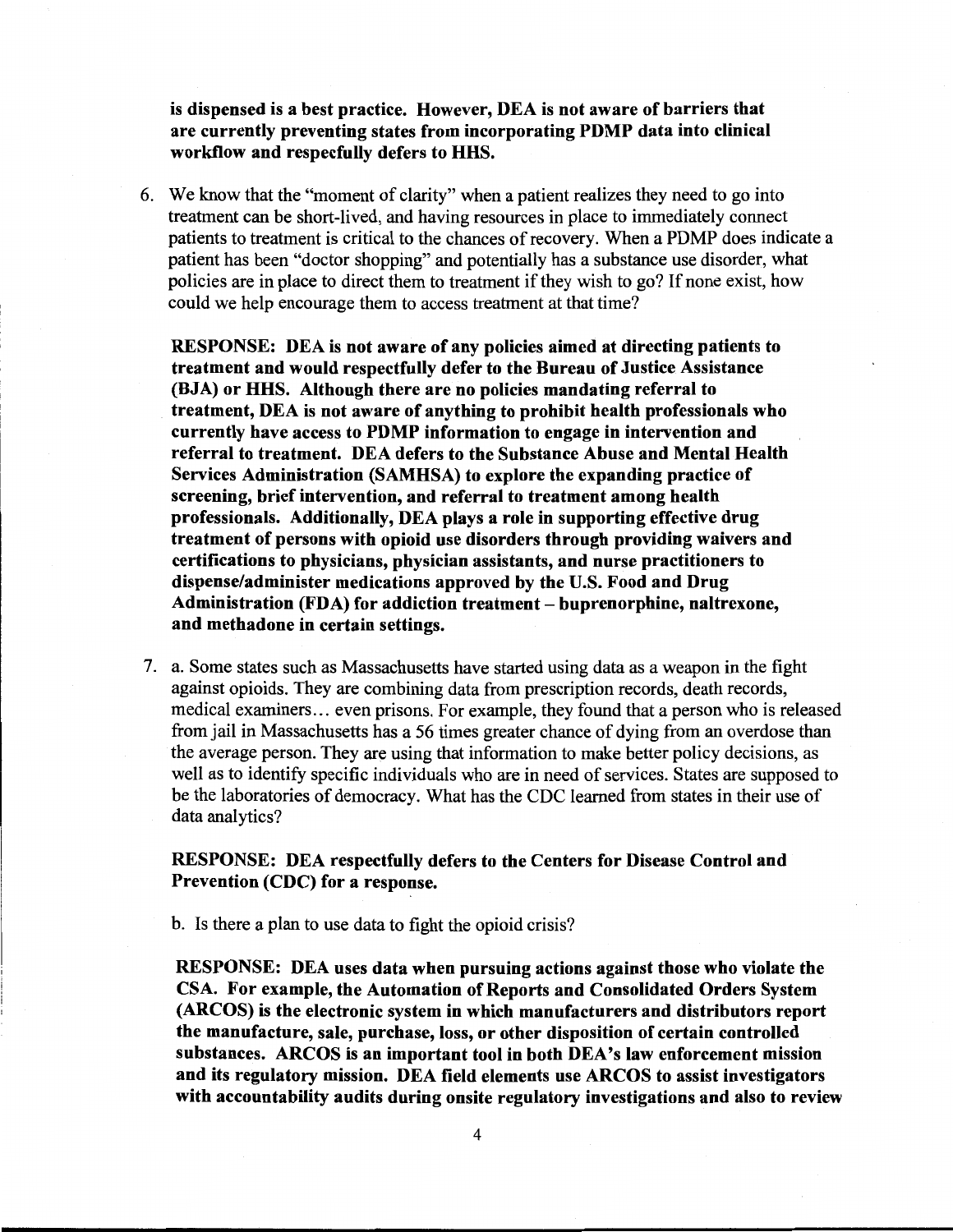**is dispensed is a best practice. However, DEA is not aware of barriers that are currently preventing states from incorporating PDMP data into clinical workflow and respecfully defers to HHS.**

6. We know that the "moment of clarity" when a patient realizes they need to go into treatment can be short-lived, and having resources in place to immediately connect patients to treatment is critical to the chances of recovery. When a PDMP does indicate a patient has been "doctor shopping" and potentially has a substance use disorder, what policies are in place to direct them to treatment if they wish to go? If none exist, how could we help encourage them to access treatment at that time?

   **RESPONSE: DEA is not aware of any policies aimed at directing patients to treatment and would respectfully defer to the Bureau of Justice Assistance (BJA) or HHS. Although there are no policies mandating referral to treatment, DEA is not aware of anything to prohibit health professionals who currently have access to PDMP information to engage in intervention and referral to treatment. DEA defers to the Substance Abuse and Mental Health Services Administration (SAMHSA) to explore the expanding practice of screening, brief intervention, and referral to treatment among health professionals. Additionally, DEA plays a role in supporting effective drug treatment of persons with opioid use disorders through providing waivers and certifications to physicians, physician assistants, and nurse practitioners to dispense/administer medications approved by the U.S. Food and Drug Administration (FDA) for addiction treatment – buprenorphine, naltrexone, and methadone in certain settings.**

7. a. Some states such as Massachusetts have started using data as a weapon in the fight against opioids. They are combining data from prescription records, death records, medical examiners… even prisons. For example, they found that a person who is released from jail in Massachusetts has a 56 times greater chance of dying from an overdose than the average person. They are using that information to make better policy decisions, as well as to identify specific individuals who are in need of services. States are supposed to be the laboratories of democracy. What has the CDC learned from states in their use of data analytics?

   **RESPONSE: DEA respectfully defers to the Centers for Disease Control and Prevention (CDC) for a response.**

   b. Is there a plan to use data to fight the opioid crisis?

   **RESPONSE: DEA uses data when pursuing actions against those who violate the CSA. For example, the Automation of Reports and Consolidated Orders System (ARCOS) is the electronic system in which manufacturers and distributors report the manufacture, sale, purchase, loss, or other disposition of certain controlled substances. ARCOS is an important tool in both DEA's law enforcement mission and its regulatory mission. DEA field elements use ARCOS to assist investigators with accountability audits during onsite regulatory investigations and also to review**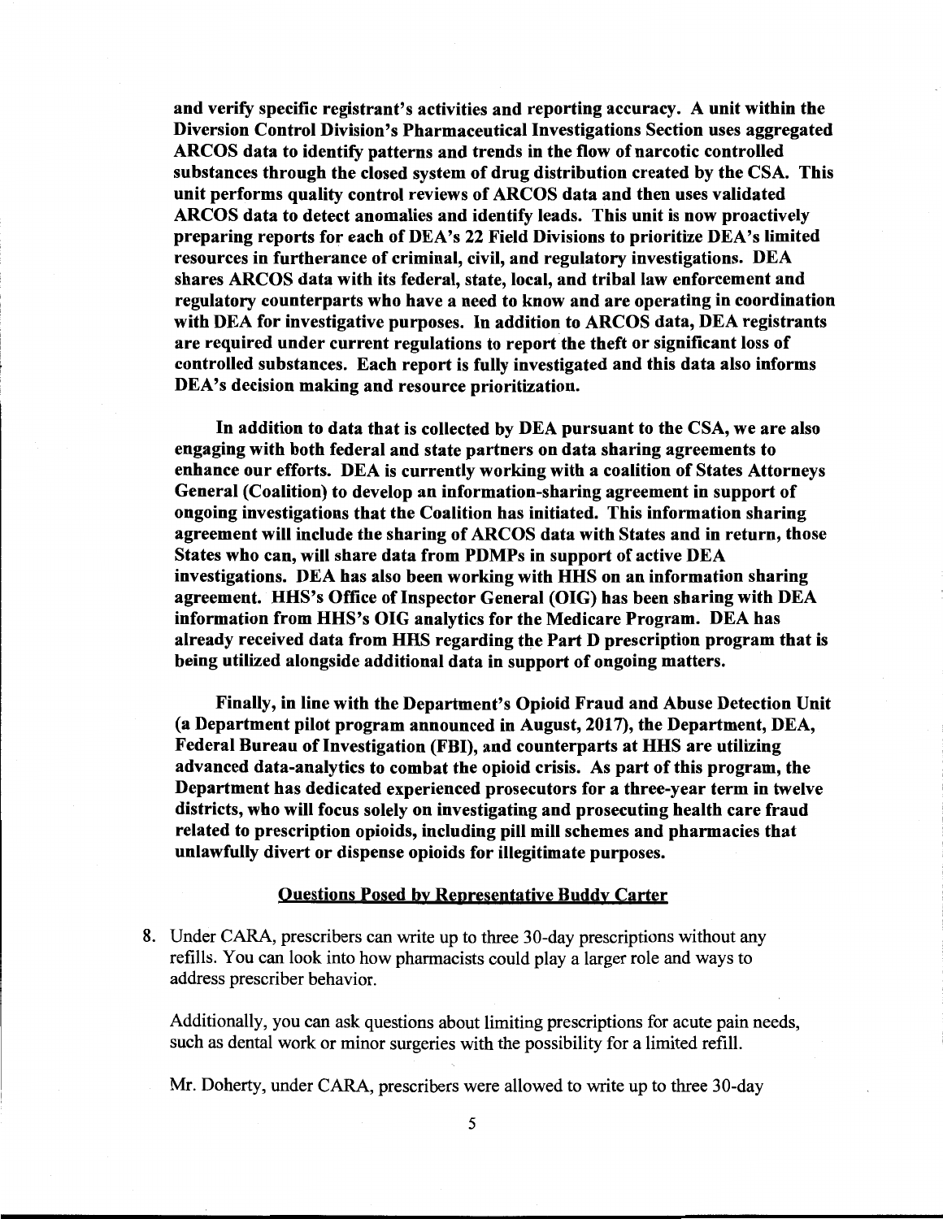**and verify specific registrant's activities and reporting accuracy. A unit within the Diversion Control Division's Pharmaceutical Investigations Section uses aggregated ARCOS data to identify patterns and trends in the flow of narcotic controlled substances through the closed system of drug distribution created by the CSA. This unit performs quality control reviews of ARCOS data and then uses validated ARCOS data to detect anomalies and identify leads. This unit is now proactively preparing reports for each of DEA's 22 Field Divisions to prioritize DEA's limited resources in furtherance of criminal, civil, and regulatory investigations. DEA shares ARCOS data with its federal, state, local, and tribal law enforcement and regulatory counterparts who have a need to know and are operating in coordination with DEA for investigative purposes. In addition to ARCOS data, DEA registrants are required under current regulations to report the theft or significant loss of controlled substances. Each report is fully investigated and this data also informs DEA's decision making and resource prioritization.**

**In addition to data that is collected by DEA pursuant to the CSA, we are also engaging with both federal and state partners on data sharing agreements to enhance our efforts. DEA is currently working with a coalition of States Attorneys General (Coalition) to develop an information-sharing agreement in support of ongoing investigations that the Coalition has initiated. This information sharing agreement will include the sharing of ARCOS data with States and in return, those States who can, will share data from PDMPs in support of active DEA investigations. DEA has also been working with HHS on an information sharing agreement. HHS's Office of Inspector General (OIG) has been sharing with DEA information from HHS's OIG analytics for the Medicare Program. DEA has already received data from HHS regarding the Part D prescription program that is being utilized alongside additional data in support of ongoing matters.**

**Finally, in line with the Department's Opioid Fraud and Abuse Detection Unit (a Department pilot program announced in August, 2017), the Department, DEA, Federal Bureau of Investigation (FBI), and counterparts at HHS are utilizing advanced data-analytics to combat the opioid crisis. As part of this program, the Department has dedicated experienced prosecutors for a three-year term in twelve districts, who will focus solely on investigating and prosecuting health care fraud related to prescription opioids, including pill mill schemes and pharmacies that unlawfully divert or dispense opioids for illegitimate purposes.**

**<u>Questions Posed by Representative Buddy Carter</u>**

8. Under CARA, prescribers can write up to three 30-day prescriptions without any refills. You can look into how pharmacists could play a larger role and ways to address prescriber behavior.

   Additionally, you can ask questions about limiting prescriptions for acute pain needs, such as dental work or minor surgeries with the possibility for a limited refill.

   Mr. Doherty, under CARA, prescribers were allowed to write up to three 30-day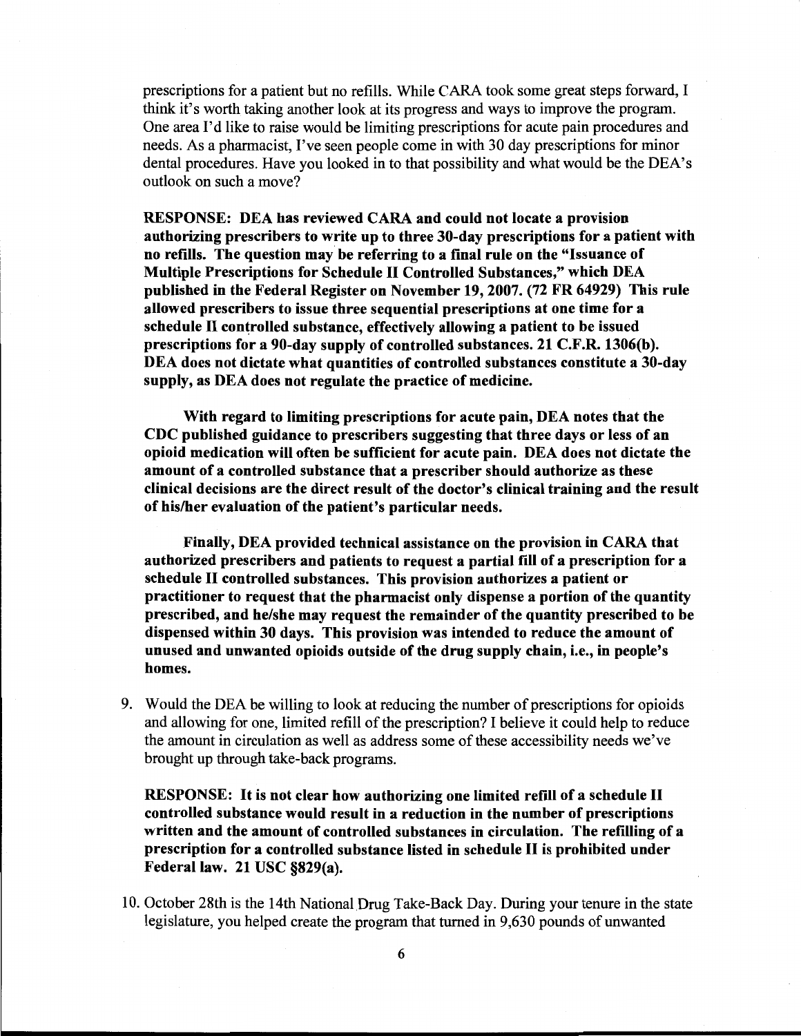prescriptions for a patient but no refills. While CARA took some great steps forward, I think it's worth taking another look at its progress and ways to improve the program. One area I'd like to raise would be limiting prescriptions for acute pain procedures and needs. As a pharmacist, I've seen people come in with 30 day prescriptions for minor dental procedures. Have you looked in to that possibility and what would be the DEA's outlook on such a move?

**RESPONSE: DEA has reviewed CARA and could not locate a provision authorizing prescribers to write up to three 30-day prescriptions for a patient with no refills. The question may be referring to a final rule on the "Issuance of Multiple Prescriptions for Schedule II Controlled Substances," which DEA published in the Federal Register on November 19, 2007. (72 FR 64929) This rule allowed prescribers to issue three sequential prescriptions at one time for a schedule II controlled substance, effectively allowing a patient to be issued prescriptions for a 90-day supply of controlled substances. 21 C.F.R. 1306(b). DEA does not dictate what quantities of controlled substances constitute a 30-day supply, as DEA does not regulate the practice of medicine.**

**With regard to limiting prescriptions for acute pain, DEA notes that the CDC published guidance to prescribers suggesting that three days or less of an opioid medication will often be sufficient for acute pain. DEA does not dictate the amount of a controlled substance that a prescriber should authorize as these clinical decisions are the direct result of the doctor's clinical training and the result of his/her evaluation of the patient's particular needs.**

**Finally, DEA provided technical assistance on the provision in CARA that authorized prescribers and patients to request a partial fill of a prescription for a schedule II controlled substances. This provision authorizes a patient or practitioner to request that the pharmacist only dispense a portion of the quantity prescribed, and he/she may request the remainder of the quantity prescribed to be dispensed within 30 days. This provision was intended to reduce the amount of unused and unwanted opioids outside of the drug supply chain, i.e., in people's homes.**

9. Would the DEA be willing to look at reducing the number of prescriptions for opioids and allowing for one, limited refill of the prescription? I believe it could help to reduce the amount in circulation as well as address some of these accessibility needs we've brought up through take-back programs.

   **RESPONSE: It is not clear how authorizing one limited refill of a schedule II controlled substance would result in a reduction in the number of prescriptions written and the amount of controlled substances in circulation. The refilling of a prescription for a controlled substance listed in schedule II is prohibited under Federal law. 21 USC §829(a).**

10. October 28th is the 14th National Drug Take-Back Day. During your tenure in the state legislature, you helped create the program that turned in 9,630 pounds of unwanted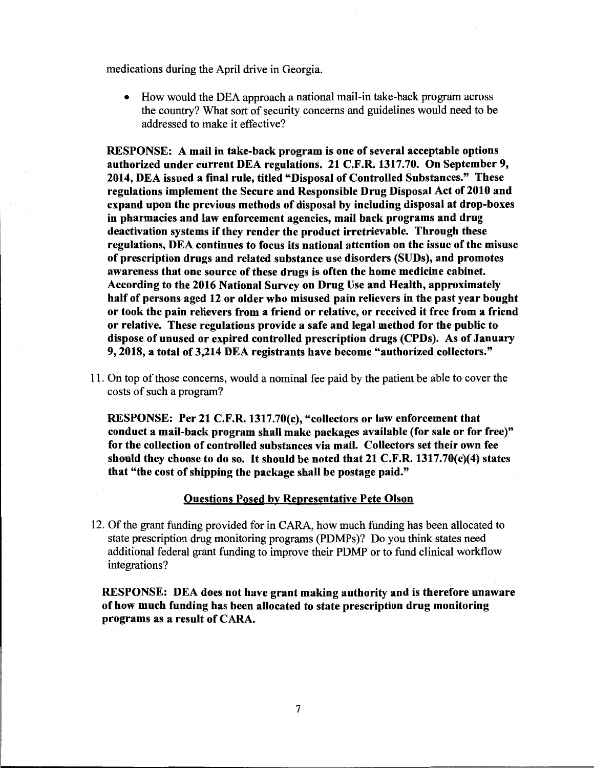medications during the April drive in Georgia.

- How would the DEA approach a national mail-in take-back program across the country? What sort of security concerns and guidelines would need to be addressed to make it effective?

**RESPONSE: A mail in take-back program is one of several acceptable options authorized under current DEA regulations. 21 C.F.R. 1317.70. On September 9, 2014, DEA issued a final rule, titled "Disposal of Controlled Substances." These regulations implement the Secure and Responsible Drug Disposal Act of 2010 and expand upon the previous methods of disposal by including disposal at drop-boxes in pharmacies and law enforcement agencies, mail back programs and drug deactivation systems if they render the product irretrievable. Through these regulations, DEA continues to focus its national attention on the issue of the misuse of prescription drugs and related substance use disorders (SUDs), and promotes awareness that one source of these drugs is often the home medicine cabinet. According to the 2016 National Survey on Drug Use and Health, approximately half of persons aged 12 or older who misused pain relievers in the past year bought or took the pain relievers from a friend or relative, or received it free from a friend or relative. These regulations provide a safe and legal method for the public to dispose of unused or expired controlled prescription drugs (CPDs). As of January 9, 2018, a total of 3,214 DEA registrants have become "authorized collectors."**

11. On top of those concerns, would a nominal fee paid by the patient be able to cover the costs of such a program?

**RESPONSE: Per 21 C.F.R. 1317.70(c), "collectors or law enforcement that conduct a mail-back program shall make packages available (for sale or for free)" for the collection of controlled substances via mail. Collectors set their own fee should they choose to do so. It should be noted that 21 C.F.R. 1317.70(c)(4) states that "the cost of shipping the package shall be postage paid."**

## Questions Posed by Representative Pete Olson

12. Of the grant funding provided for in CARA, how much funding has been allocated to state prescription drug monitoring programs (PDMPs)? Do you think states need additional federal grant funding to improve their PDMP or to fund clinical workflow integrations?

**RESPONSE: DEA does not have grant making authority and is therefore unaware of how much funding has been allocated to state prescription drug monitoring programs as a result of CARA.**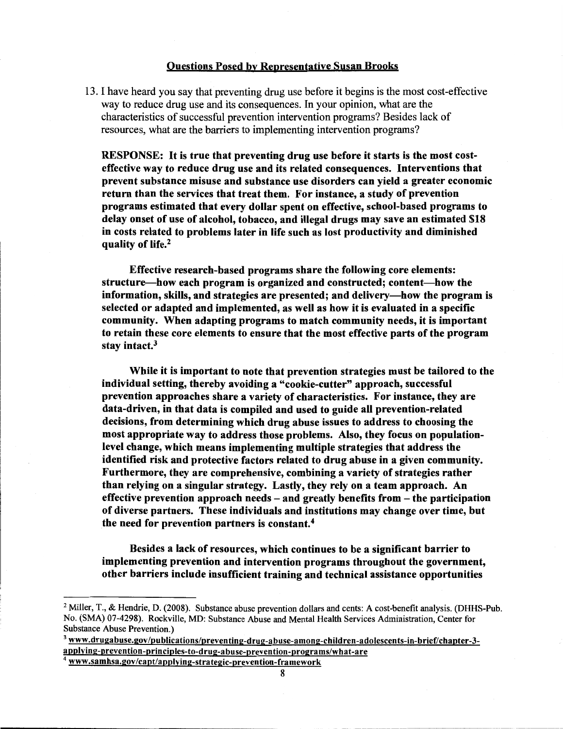## Questions Posed by Representative Susan Brooks

13. I have heard you say that preventing drug use before it begins is the most cost-effective way to reduce drug use and its consequences. In your opinion, what are the characteristics of successful prevention intervention programs? Besides lack of resources, what are the barriers to implementing intervention programs?

**RESPONSE: It is true that preventing drug use before it starts is the most cost-effective way to reduce drug use and its related consequences. Interventions that prevent substance misuse and substance use disorders can yield a greater economic return than the services that treat them. For instance, a study of prevention programs estimated that every dollar spent on effective, school-based programs to delay onset of use of alcohol, tobacco, and illegal drugs may save an estimated $18 in costs related to problems later in life such as lost productivity and diminished quality of life.[2]**

**Effective research-based programs share the following core elements: structure—how each program is organized and constructed; content—how the information, skills, and strategies are presented; and delivery—how the program is selected or adapted and implemented, as well as how it is evaluated in a specific community. When adapting programs to match community needs, it is important to retain these core elements to ensure that the most effective parts of the program stay intact.[3]**

**While it is important to note that prevention strategies must be tailored to the individual setting, thereby avoiding a "cookie-cutter" approach, successful prevention approaches share a variety of characteristics. For instance, they are data-driven, in that data is compiled and used to guide all prevention-related decisions, from determining which drug abuse issues to address to choosing the most appropriate way to address those problems. Also, they focus on population-level change, which means implementing multiple strategies that address the identified risk and protective factors related to drug abuse in a given community. Furthermore, they are comprehensive, combining a variety of strategies rather than relying on a singular strategy. Lastly, they rely on a team approach. An effective prevention approach needs – and greatly benefits from – the participation of diverse partners. These individuals and institutions may change over time, but the need for prevention partners is constant.[4]**

**Besides a lack of resources, which continues to be a significant barrier to implementing prevention and intervention programs throughout the government, other barriers include insufficient training and technical assistance opportunities**

---

[2] Miller, T., & Hendrie, D. (2008). Substance abuse prevention dollars and cents: A cost-benefit analysis. (DHHS-Pub. No. (SMA) 07-4298). Rockville, MD: Substance Abuse and Mental Health Services Administration, Center for Substance Abuse Prevention.)

[3] www.drugabuse.gov/publications/preventing-drug-abuse-among-children-adolescents-in-brief/chapter-3-applying-prevention-principles-to-drug-abuse-prevention-programs/what-are

[4] www.samhsa.gov/capt/applying-strategic-prevention-framework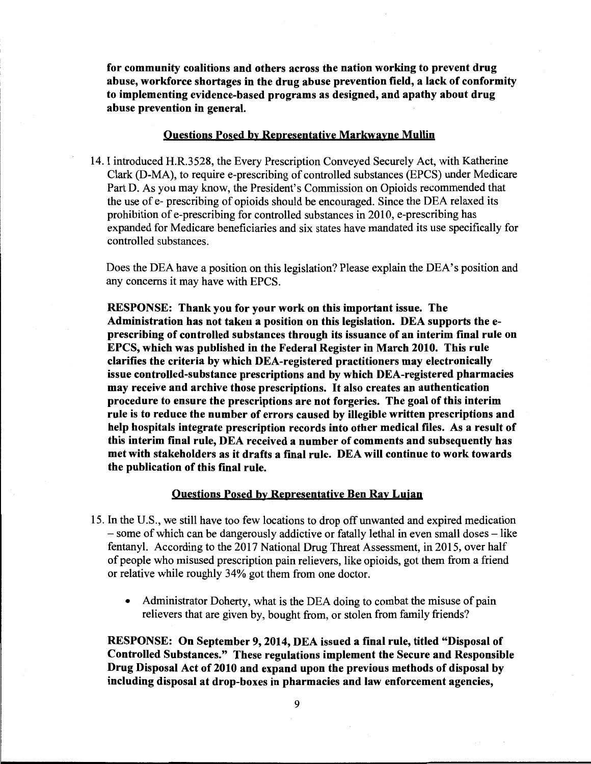**for community coalitions and others across the nation working to prevent drug abuse, workforce shortages in the drug abuse prevention field, a lack of conformity to implementing evidence-based programs as designed, and apathy about drug abuse prevention in general.**

**Questions Posed by Representative Markwayne Mullin**

14. I introduced H.R.3528, the Every Prescription Conveyed Securely Act, with Katherine Clark (D-MA), to require e-prescribing of controlled substances (EPCS) under Medicare Part D. As you may know, the President's Commission on Opioids recommended that the use of e- prescribing of opioids should be encouraged. Since the DEA relaxed its prohibition of e-prescribing for controlled substances in 2010, e-prescribing has expanded for Medicare beneficiaries and six states have mandated its use specifically for controlled substances.

    Does the DEA have a position on this legislation? Please explain the DEA's position and any concerns it may have with EPCS.

    **RESPONSE: Thank you for your work on this important issue. The Administration has not taken a position on this legislation. DEA supports the e-prescribing of controlled substances through its issuance of an interim final rule on EPCS, which was published in the Federal Register in March 2010. This rule clarifies the criteria by which DEA-registered practitioners may electronically issue controlled-substance prescriptions and by which DEA-registered pharmacies may receive and archive those prescriptions. It also creates an authentication procedure to ensure the prescriptions are not forgeries. The goal of this interim rule is to reduce the number of errors caused by illegible written prescriptions and help hospitals integrate prescription records into other medical files. As a result of this interim final rule, DEA received a number of comments and subsequently has met with stakeholders as it drafts a final rule. DEA will continue to work towards the publication of this final rule.**

**Questions Posed by Representative Ben Ray Lujan**

15. In the U.S., we still have too few locations to drop off unwanted and expired medication – some of which can be dangerously addictive or fatally lethal in even small doses – like fentanyl. According to the 2017 National Drug Threat Assessment, in 2015, over half of people who misused prescription pain relievers, like opioids, got them from a friend or relative while roughly 34% got them from one doctor.

    - Administrator Doherty, what is the DEA doing to combat the misuse of pain relievers that are given by, bought from, or stolen from family friends?

    **RESPONSE: On September 9, 2014, DEA issued a final rule, titled "Disposal of Controlled Substances." These regulations implement the Secure and Responsible Drug Disposal Act of 2010 and expand upon the previous methods of disposal by including disposal at drop-boxes in pharmacies and law enforcement agencies,**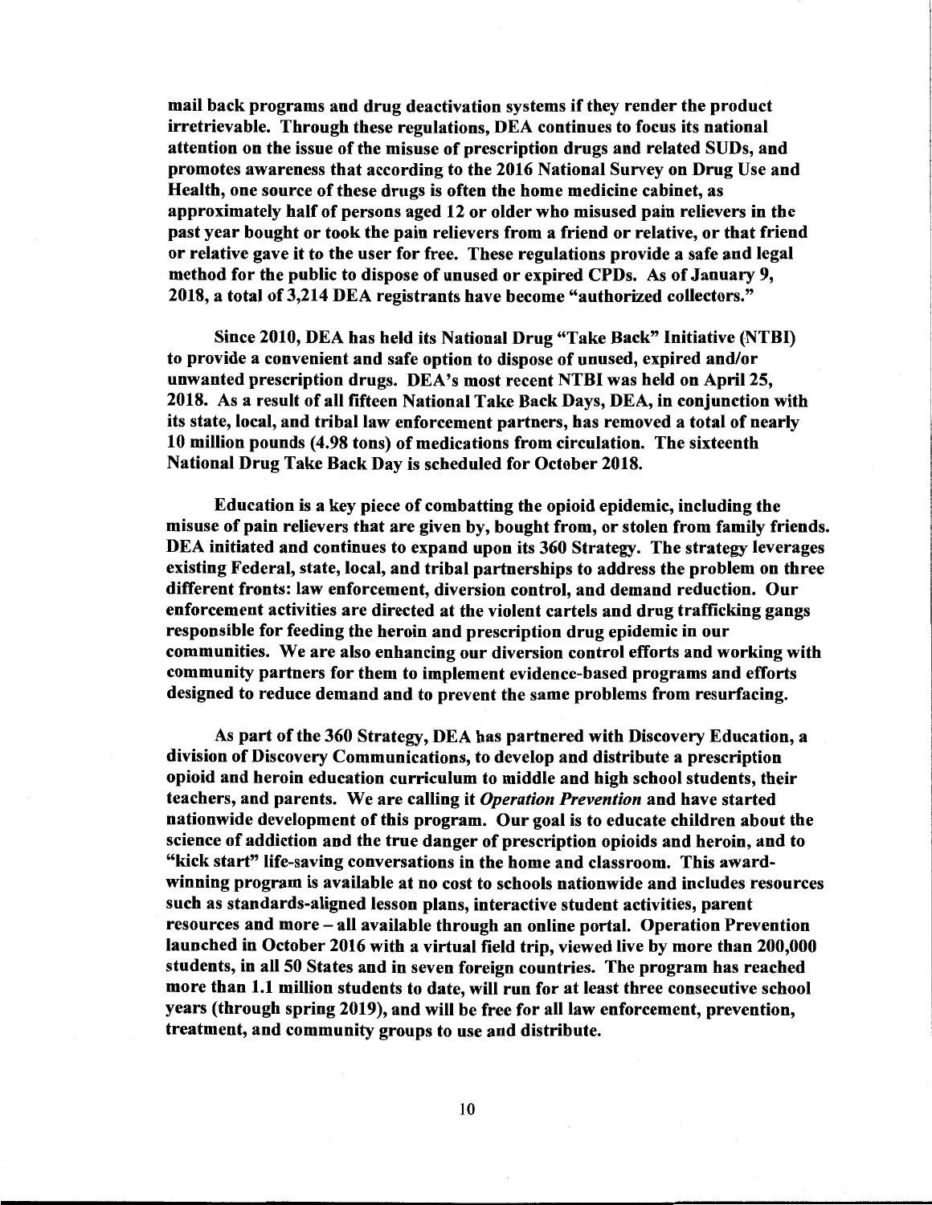mail back programs and drug deactivation systems if they render the product irretrievable. Through these regulations, DEA continues to focus its national attention on the issue of the misuse of prescription drugs and related SUDs, and promotes awareness that according to the 2016 National Survey on Drug Use and Health, one source of these drugs is often the home medicine cabinet, as approximately half of persons aged 12 or older who misused pain relievers in the past year bought or took the pain relievers from a friend or relative, or that friend or relative gave it to the user for free. These regulations provide a safe and legal method for the public to dispose of unused or expired CPDs. As of January 9, 2018, a total of 3,214 DEA registrants have become "authorized collectors."

Since 2010, DEA has held its National Drug "Take Back" Initiative (NTBI) to provide a convenient and safe option to dispose of unused, expired and/or unwanted prescription drugs. DEA's most recent NTBI was held on April 25, 2018. As a result of all fifteen National Take Back Days, DEA, in conjunction with its state, local, and tribal law enforcement partners, has removed a total of nearly 10 million pounds (4.98 tons) of medications from circulation. The sixteenth National Drug Take Back Day is scheduled for October 2018.

Education is a key piece of combatting the opioid epidemic, including the misuse of pain relievers that are given by, bought from, or stolen from family friends. DEA initiated and continues to expand upon its 360 Strategy. The strategy leverages existing Federal, state, local, and tribal partnerships to address the problem on three different fronts: law enforcement, diversion control, and demand reduction. Our enforcement activities are directed at the violent cartels and drug trafficking gangs responsible for feeding the heroin and prescription drug epidemic in our communities. We are also enhancing our diversion control efforts and working with community partners for them to implement evidence-based programs and efforts designed to reduce demand and to prevent the same problems from resurfacing.

As part of the 360 Strategy, DEA has partnered with Discovery Education, a division of Discovery Communications, to develop and distribute a prescription opioid and heroin education curriculum to middle and high school students, their teachers, and parents. We are calling it *Operation Prevention* and have started nationwide development of this program. Our goal is to educate children about the science of addiction and the true danger of prescription opioids and heroin, and to "kick start" life-saving conversations in the home and classroom. This award-winning program is available at no cost to schools nationwide and includes resources such as standards-aligned lesson plans, interactive student activities, parent resources and more – all available through an online portal. Operation Prevention launched in October 2016 with a virtual field trip, viewed live by more than 200,000 students, in all 50 States and in seven foreign countries. The program has reached more than 1.1 million students to date, will run for at least three consecutive school years (through spring 2019), and will be free for all law enforcement, prevention, treatment, and community groups to use and distribute.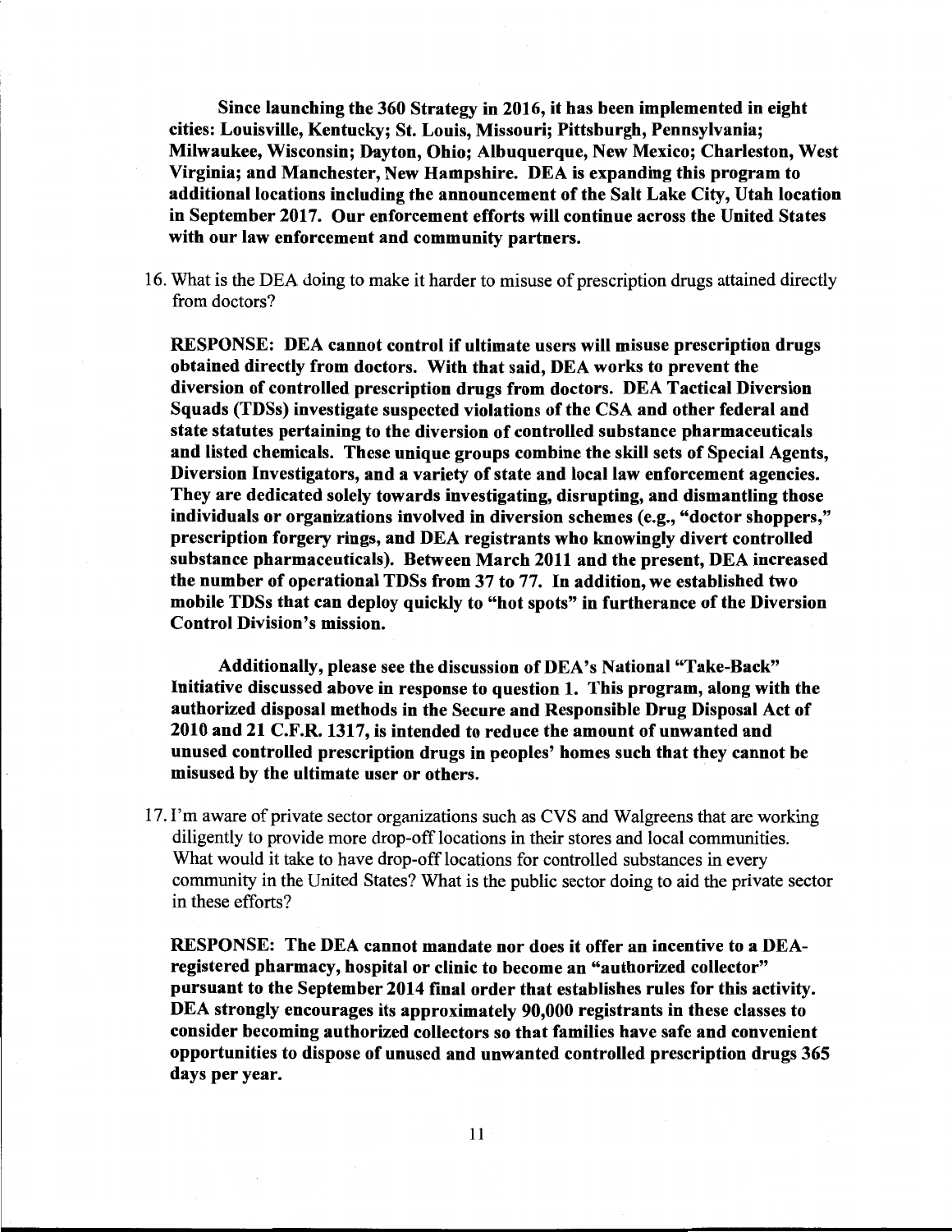**Since launching the 360 Strategy in 2016, it has been implemented in eight cities: Louisville, Kentucky; St. Louis, Missouri; Pittsburgh, Pennsylvania; Milwaukee, Wisconsin; Dayton, Ohio; Albuquerque, New Mexico; Charleston, West Virginia; and Manchester, New Hampshire. DEA is expanding this program to additional locations including the announcement of the Salt Lake City, Utah location in September 2017. Our enforcement efforts will continue across the United States with our law enforcement and community partners.**

16. What is the DEA doing to make it harder to misuse of prescription drugs attained directly from doctors?

    **RESPONSE: DEA cannot control if ultimate users will misuse prescription drugs obtained directly from doctors. With that said, DEA works to prevent the diversion of controlled prescription drugs from doctors. DEA Tactical Diversion Squads (TDSs) investigate suspected violations of the CSA and other federal and state statutes pertaining to the diversion of controlled substance pharmaceuticals and listed chemicals. These unique groups combine the skill sets of Special Agents, Diversion Investigators, and a variety of state and local law enforcement agencies. They are dedicated solely towards investigating, disrupting, and dismantling those individuals or organizations involved in diversion schemes (e.g., "doctor shoppers," prescription forgery rings, and DEA registrants who knowingly divert controlled substance pharmaceuticals). Between March 2011 and the present, DEA increased the number of operational TDSs from 37 to 77. In addition, we established two mobile TDSs that can deploy quickly to "hot spots" in furtherance of the Diversion Control Division's mission.**

    **Additionally, please see the discussion of DEA's National "Take-Back" Initiative discussed above in response to question 1. This program, along with the authorized disposal methods in the Secure and Responsible Drug Disposal Act of 2010 and 21 C.F.R. 1317, is intended to reduce the amount of unwanted and unused controlled prescription drugs in peoples' homes such that they cannot be misused by the ultimate user or others.**

17. I'm aware of private sector organizations such as CVS and Walgreens that are working diligently to provide more drop-off locations in their stores and local communities. What would it take to have drop-off locations for controlled substances in every community in the United States? What is the public sector doing to aid the private sector in these efforts?

    **RESPONSE: The DEA cannot mandate nor does it offer an incentive to a DEA-registered pharmacy, hospital or clinic to become an "authorized collector" pursuant to the September 2014 final order that establishes rules for this activity. DEA strongly encourages its approximately 90,000 registrants in these classes to consider becoming authorized collectors so that families have safe and convenient opportunities to dispose of unused and unwanted controlled prescription drugs 365 days per year.**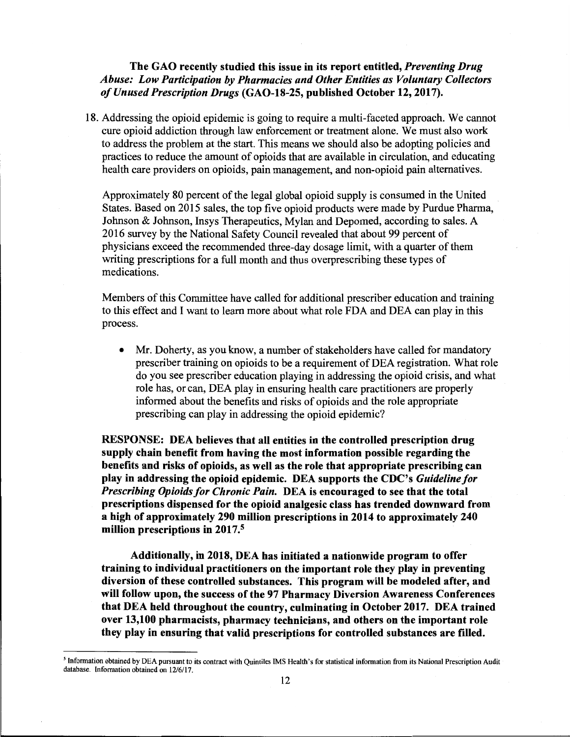**The GAO recently studied this issue in its report entitled, *Preventing Drug Abuse: Low Participation by Pharmacies and Other Entities as Voluntary Collectors of Unused Prescription Drugs* (GAO-18-25, published October 12, 2017).**

18. Addressing the opioid epidemic is going to require a multi-faceted approach. We cannot cure opioid addiction through law enforcement or treatment alone. We must also work to address the problem at the start. This means we should also be adopting policies and practices to reduce the amount of opioids that are available in circulation, and educating health care providers on opioids, pain management, and non-opioid pain alternatives.

    Approximately 80 percent of the legal global opioid supply is consumed in the United States. Based on 2015 sales, the top five opioid products were made by Purdue Pharma, Johnson & Johnson, Insys Therapeutics, Mylan and Depomed, according to sales. A 2016 survey by the National Safety Council revealed that about 99 percent of physicians exceed the recommended three-day dosage limit, with a quarter of them writing prescriptions for a full month and thus overprescribing these types of medications.

    Members of this Committee have called for additional prescriber education and training to this effect and I want to learn more about what role FDA and DEA can play in this process.

    - Mr. Doherty, as you know, a number of stakeholders have called for mandatory prescriber training on opioids to be a requirement of DEA registration. What role do you see prescriber education playing in addressing the opioid crisis, and what role has, or can, DEA play in ensuring health care practitioners are properly informed about the benefits and risks of opioids and the role appropriate prescribing can play in addressing the opioid epidemic?

    **RESPONSE: DEA believes that all entities in the controlled prescription drug supply chain benefit from having the most information possible regarding the benefits and risks of opioids, as well as the role that appropriate prescribing can play in addressing the opioid epidemic. DEA supports the CDC's *Guideline for Prescribing Opioids for Chronic Pain.* DEA is encouraged to see that the total prescriptions dispensed for the opioid analgesic class has trended downward from a high of approximately 290 million prescriptions in 2014 to approximately 240 million prescriptions in 2017.[5]**

    **Additionally, in 2018, DEA has initiated a nationwide program to offer training to individual practitioners on the important role they play in preventing diversion of these controlled substances. This program will be modeled after, and will follow upon, the success of the 97 Pharmacy Diversion Awareness Conferences that DEA held throughout the country, culminating in October 2017. DEA trained over 13,100 pharmacists, pharmacy technicians, and others on the important role they play in ensuring that valid prescriptions for controlled substances are filled.**

---

[5] Information obtained by DEA pursuant to its contract with Quintiles IMS Health's for statistical information from its National Prescription Audit database. Information obtained on 12/6/17.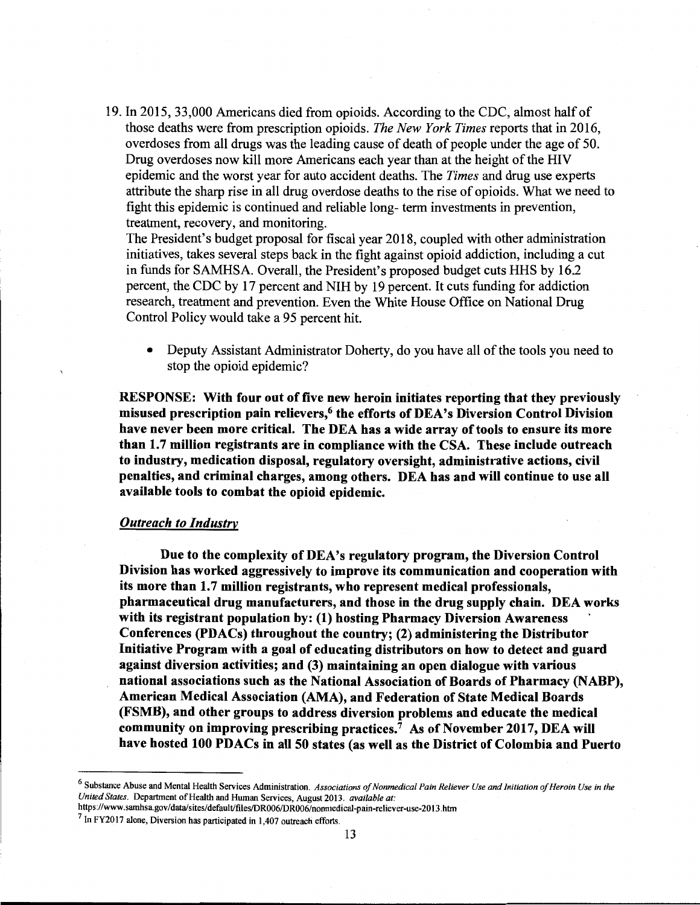19. In 2015, 33,000 Americans died from opioids. According to the CDC, almost half of those deaths were from prescription opioids. *The New York Times* reports that in 2016, overdoses from all drugs was the leading cause of death of people under the age of 50. Drug overdoses now kill more Americans each year than at the height of the HIV epidemic and the worst year for auto accident deaths. The *Times* and drug use experts attribute the sharp rise in all drug overdose deaths to the rise of opioids. What we need to fight this epidemic is continued and reliable long- term investments in prevention, treatment, recovery, and monitoring.
The President's budget proposal for fiscal year 2018, coupled with other administration initiatives, takes several steps back in the fight against opioid addiction, including a cut in funds for SAMHSA. Overall, the President's proposed budget cuts HHS by 16.2 percent, the CDC by 17 percent and NIH by 19 percent. It cuts funding for addiction research, treatment and prevention. Even the White House Office on National Drug Control Policy would take a 95 percent hit.

- Deputy Assistant Administrator Doherty, do you have all of the tools you need to stop the opioid epidemic?

**RESPONSE: With four out of five new heroin initiates reporting that they previously misused prescription pain relievers,[6] the efforts of DEA's Diversion Control Division have never been more critical. The DEA has a wide array of tools to ensure its more than 1.7 million registrants are in compliance with the CSA. These include outreach to industry, medication disposal, regulatory oversight, administrative actions, civil penalties, and criminal charges, among others. DEA has and will continue to use all available tools to combat the opioid epidemic.**

***Outreach to Industry***

**Due to the complexity of DEA's regulatory program, the Diversion Control Division has worked aggressively to improve its communication and cooperation with its more than 1.7 million registrants, who represent medical professionals, pharmaceutical drug manufacturers, and those in the drug supply chain. DEA works with its registrant population by: (1) hosting Pharmacy Diversion Awareness Conferences (PDACs) throughout the country; (2) administering the Distributor Initiative Program with a goal of educating distributors on how to detect and guard against diversion activities; and (3) maintaining an open dialogue with various national associations such as the National Association of Boards of Pharmacy (NABP), American Medical Association (AMA), and Federation of State Medical Boards (FSMB), and other groups to address diversion problems and educate the medical community on improving prescribing practices.[7] As of November 2017, DEA will have hosted 100 PDACs in all 50 states (as well as the District of Colombia and Puerto**

---

[6] Substance Abuse and Mental Health Services Administration. *Associations of Nonmedical Pain Reliever Use and Initiation of Heroin Use in the United States.* Department of Health and Human Services, August 2013. *available at:* https://www.samhsa.gov/data/sites/default/files/DR006/DR006/nonmedical-pain-reliever-use-2013.htm

[7] In FY2017 alone, Diversion has participated in 1,407 outreach efforts.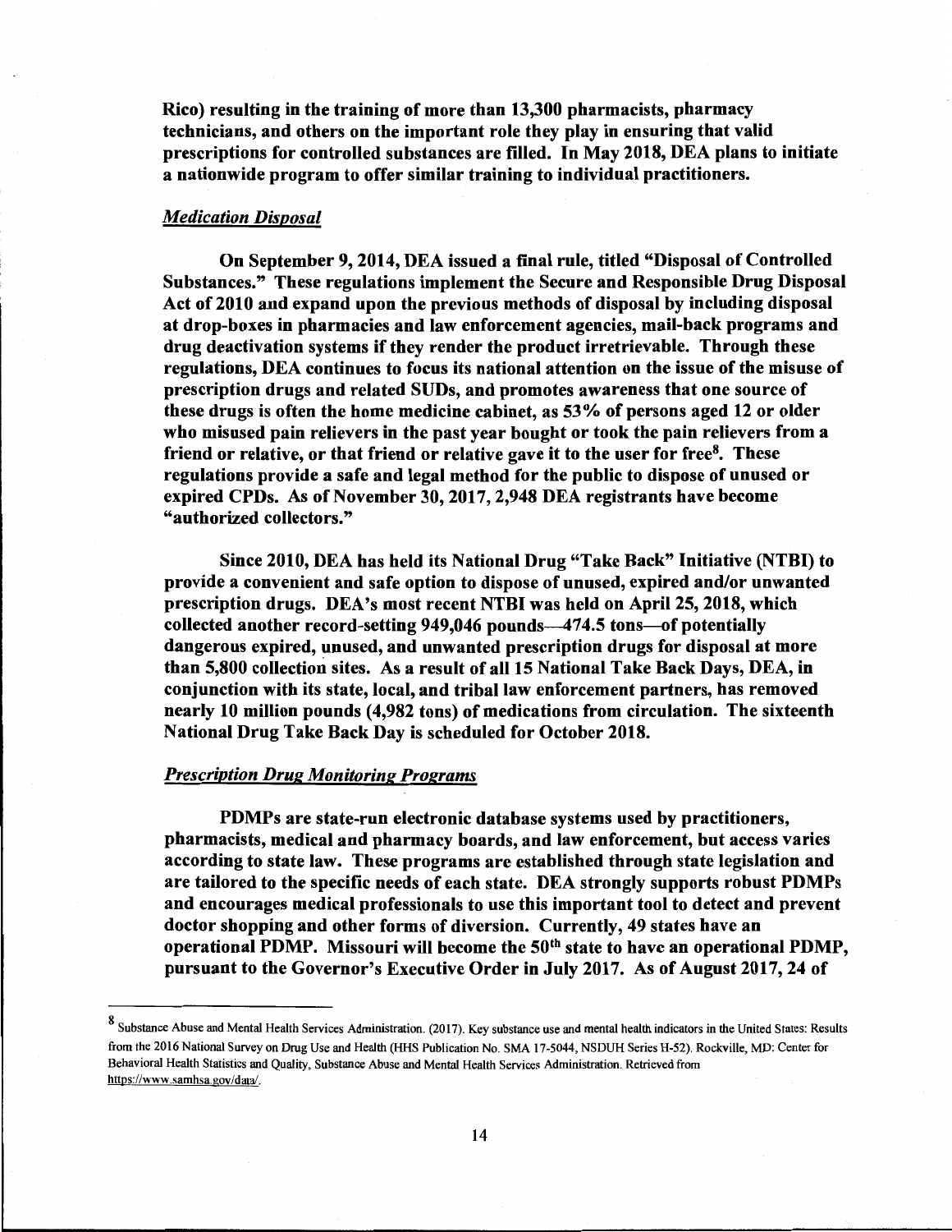**Rico) resulting in the training of more than 13,300 pharmacists, pharmacy technicians, and others on the important role they play in ensuring that valid prescriptions for controlled substances are filled. In May 2018, DEA plans to initiate a nationwide program to offer similar training to individual practitioners.**

***Medication Disposal***

**On September 9, 2014, DEA issued a final rule, titled "Disposal of Controlled Substances." These regulations implement the Secure and Responsible Drug Disposal Act of 2010 and expand upon the previous methods of disposal by including disposal at drop-boxes in pharmacies and law enforcement agencies, mail-back programs and drug deactivation systems if they render the product irretrievable. Through these regulations, DEA continues to focus its national attention on the issue of the misuse of prescription drugs and related SUDs, and promotes awareness that one source of these drugs is often the home medicine cabinet, as 53% of persons aged 12 or older who misused pain relievers in the past year bought or took the pain relievers from a friend or relative, or that friend or relative gave it to the user for free[8]. These regulations provide a safe and legal method for the public to dispose of unused or expired CPDs. As of November 30, 2017, 2,948 DEA registrants have become "authorized collectors."**

**Since 2010, DEA has held its National Drug "Take Back" Initiative (NTBI) to provide a convenient and safe option to dispose of unused, expired and/or unwanted prescription drugs. DEA's most recent NTBI was held on April 25, 2018, which collected another record-setting 949,046 pounds—474.5 tons—of potentially dangerous expired, unused, and unwanted prescription drugs for disposal at more than 5,800 collection sites. As a result of all 15 National Take Back Days, DEA, in conjunction with its state, local, and tribal law enforcement partners, has removed nearly 10 million pounds (4,982 tons) of medications from circulation. The sixteenth National Drug Take Back Day is scheduled for October 2018.**

***Prescription Drug Monitoring Programs***

**PDMPs are state-run electronic database systems used by practitioners, pharmacists, medical and pharmacy boards, and law enforcement, but access varies according to state law. These programs are established through state legislation and are tailored to the specific needs of each state. DEA strongly supports robust PDMPs and encourages medical professionals to use this important tool to detect and prevent doctor shopping and other forms of diversion. Currently, 49 states have an operational PDMP. Missouri will become the 50th state to have an operational PDMP, pursuant to the Governor's Executive Order in July 2017. As of August 2017, 24 of**

---

[8] Substance Abuse and Mental Health Services Administration. (2017). Key substance use and mental health indicators in the United States: Results from the 2016 National Survey on Drug Use and Health (HHS Publication No. SMA 17-5044, NSDUH Series H-52). Rockville, MD: Center for Behavioral Health Statistics and Quality, Substance Abuse and Mental Health Services Administration. Retrieved from https://www.samhsa.gov/data/.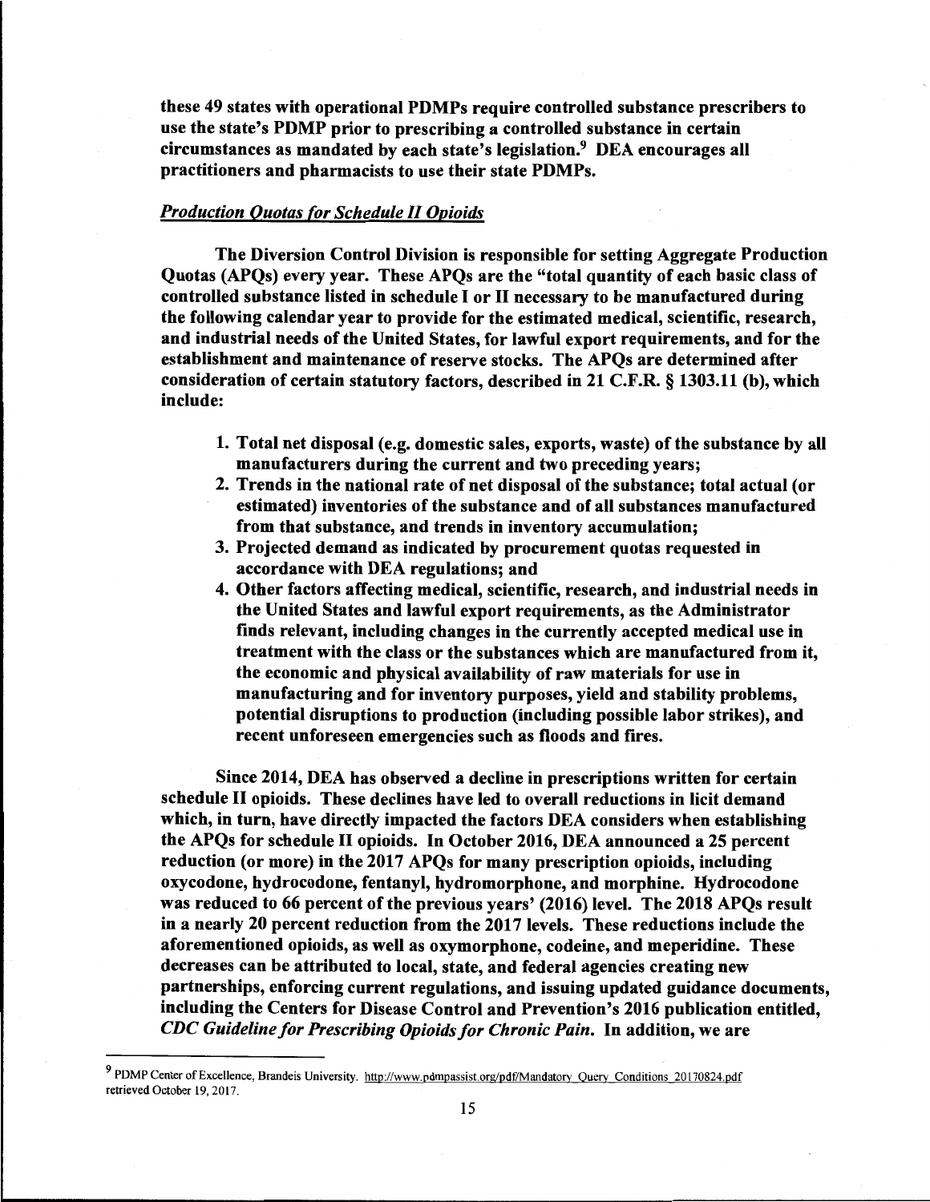**these 49 states with operational PDMPs require controlled substance prescribers to use the state's PDMP prior to prescribing a controlled substance in certain circumstances as mandated by each state's legislation.[9] DEA encourages all practitioners and pharmacists to use their state PDMPs.**

***Production Quotas for Schedule II Opioids***

**The Diversion Control Division is responsible for setting Aggregate Production Quotas (APQs) every year. These APQs are the "total quantity of each basic class of controlled substance listed in schedule I or II necessary to be manufactured during the following calendar year to provide for the estimated medical, scientific, research, and industrial needs of the United States, for lawful export requirements, and for the establishment and maintenance of reserve stocks. The APQs are determined after consideration of certain statutory factors, described in 21 C.F.R. § 1303.11 (b), which include:**

1. **Total net disposal (e.g. domestic sales, exports, waste) of the substance by all manufacturers during the current and two preceding years;**
2. **Trends in the national rate of net disposal of the substance; total actual (or estimated) inventories of the substance and of all substances manufactured from that substance, and trends in inventory accumulation;**
3. **Projected demand as indicated by procurement quotas requested in accordance with DEA regulations; and**
4. **Other factors affecting medical, scientific, research, and industrial needs in the United States and lawful export requirements, as the Administrator finds relevant, including changes in the currently accepted medical use in treatment with the class or the substances which are manufactured from it, the economic and physical availability of raw materials for use in manufacturing and for inventory purposes, yield and stability problems, potential disruptions to production (including possible labor strikes), and recent unforeseen emergencies such as floods and fires.**

**Since 2014, DEA has observed a decline in prescriptions written for certain schedule II opioids. These declines have led to overall reductions in licit demand which, in turn, have directly impacted the factors DEA considers when establishing the APQs for schedule II opioids. In October 2016, DEA announced a 25 percent reduction (or more) in the 2017 APQs for many prescription opioids, including oxycodone, hydrocodone, fentanyl, hydromorphone, and morphine. Hydrocodone was reduced to 66 percent of the previous years' (2016) level. The 2018 APQs result in a nearly 20 percent reduction from the 2017 levels. These reductions include the aforementioned opioids, as well as oxymorphone, codeine, and meperidine. These decreases can be attributed to local, state, and federal agencies creating new partnerships, enforcing current regulations, and issuing updated guidance documents, including the Centers for Disease Control and Prevention's 2016 publication entitled, *CDC Guideline for Prescribing Opioids for Chronic Pain*. In addition, we are**

---

[9] PDMP Center of Excellence, Brandeis University. http://www.pdmpassist.org/pdf/Mandatory_Query_Conditions_20170824.pdf retrieved October 19, 2017.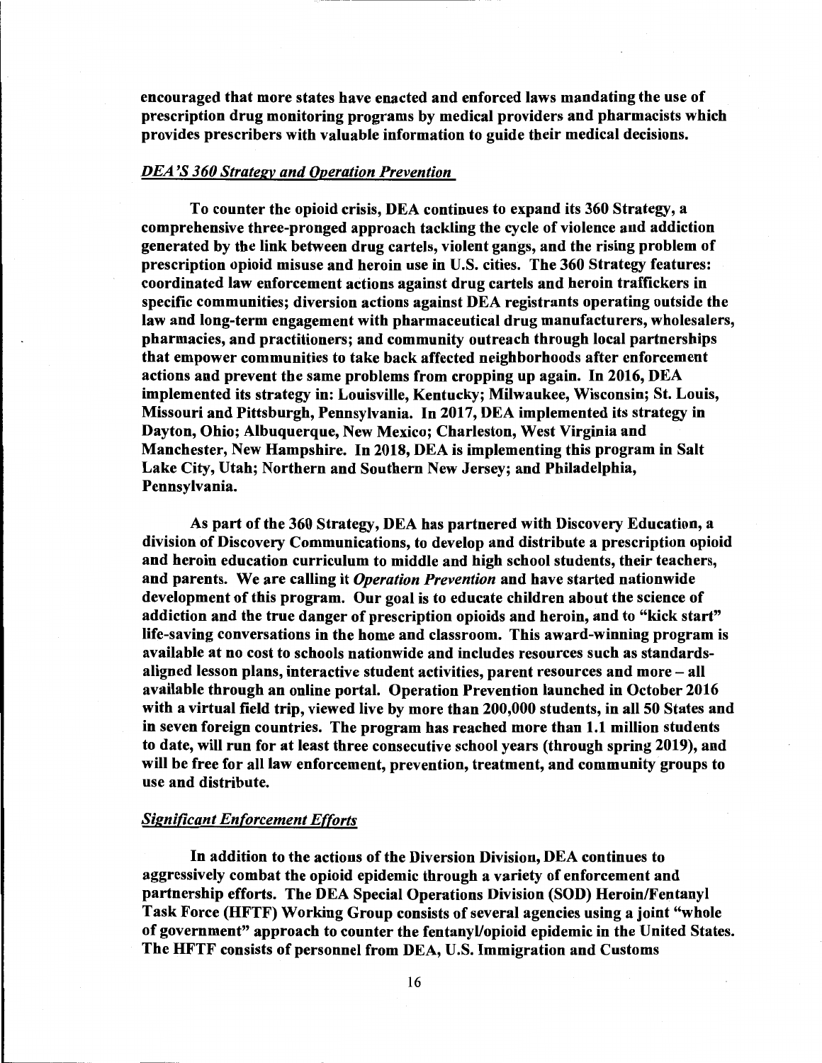**encouraged that more states have enacted and enforced laws mandating the use of prescription drug monitoring programs by medical providers and pharmacists which provides prescribers with valuable information to guide their medical decisions.**

***DEA'S 360 Strategy and Operation Prevention***

**To counter the opioid crisis, DEA continues to expand its 360 Strategy, a comprehensive three-pronged approach tackling the cycle of violence and addiction generated by the link between drug cartels, violent gangs, and the rising problem of prescription opioid misuse and heroin use in U.S. cities. The 360 Strategy features: coordinated law enforcement actions against drug cartels and heroin traffickers in specific communities; diversion actions against DEA registrants operating outside the law and long-term engagement with pharmaceutical drug manufacturers, wholesalers, pharmacies, and practitioners; and community outreach through local partnerships that empower communities to take back affected neighborhoods after enforcement actions and prevent the same problems from cropping up again. In 2016, DEA implemented its strategy in: Louisville, Kentucky; Milwaukee, Wisconsin; St. Louis, Missouri and Pittsburgh, Pennsylvania. In 2017, DEA implemented its strategy in Dayton, Ohio; Albuquerque, New Mexico; Charleston, West Virginia and Manchester, New Hampshire. In 2018, DEA is implementing this program in Salt Lake City, Utah; Northern and Southern New Jersey; and Philadelphia, Pennsylvania.**

**As part of the 360 Strategy, DEA has partnered with Discovery Education, a division of Discovery Communications, to develop and distribute a prescription opioid and heroin education curriculum to middle and high school students, their teachers, and parents. We are calling it *Operation Prevention* and have started nationwide development of this program. Our goal is to educate children about the science of addiction and the true danger of prescription opioids and heroin, and to "kick start" life-saving conversations in the home and classroom. This award-winning program is available at no cost to schools nationwide and includes resources such as standards-aligned lesson plans, interactive student activities, parent resources and more – all available through an online portal. Operation Prevention launched in October 2016 with a virtual field trip, viewed live by more than 200,000 students, in all 50 States and in seven foreign countries. The program has reached more than 1.1 million students to date, will run for at least three consecutive school years (through spring 2019), and will be free for all law enforcement, prevention, treatment, and community groups to use and distribute.**

***Significant Enforcement Efforts***

**In addition to the actions of the Diversion Division, DEA continues to aggressively combat the opioid epidemic through a variety of enforcement and partnership efforts. The DEA Special Operations Division (SOD) Heroin/Fentanyl Task Force (HFTF) Working Group consists of several agencies using a joint "whole of government" approach to counter the fentanyl/opioid epidemic in the United States. The HFTF consists of personnel from DEA, U.S. Immigration and Customs**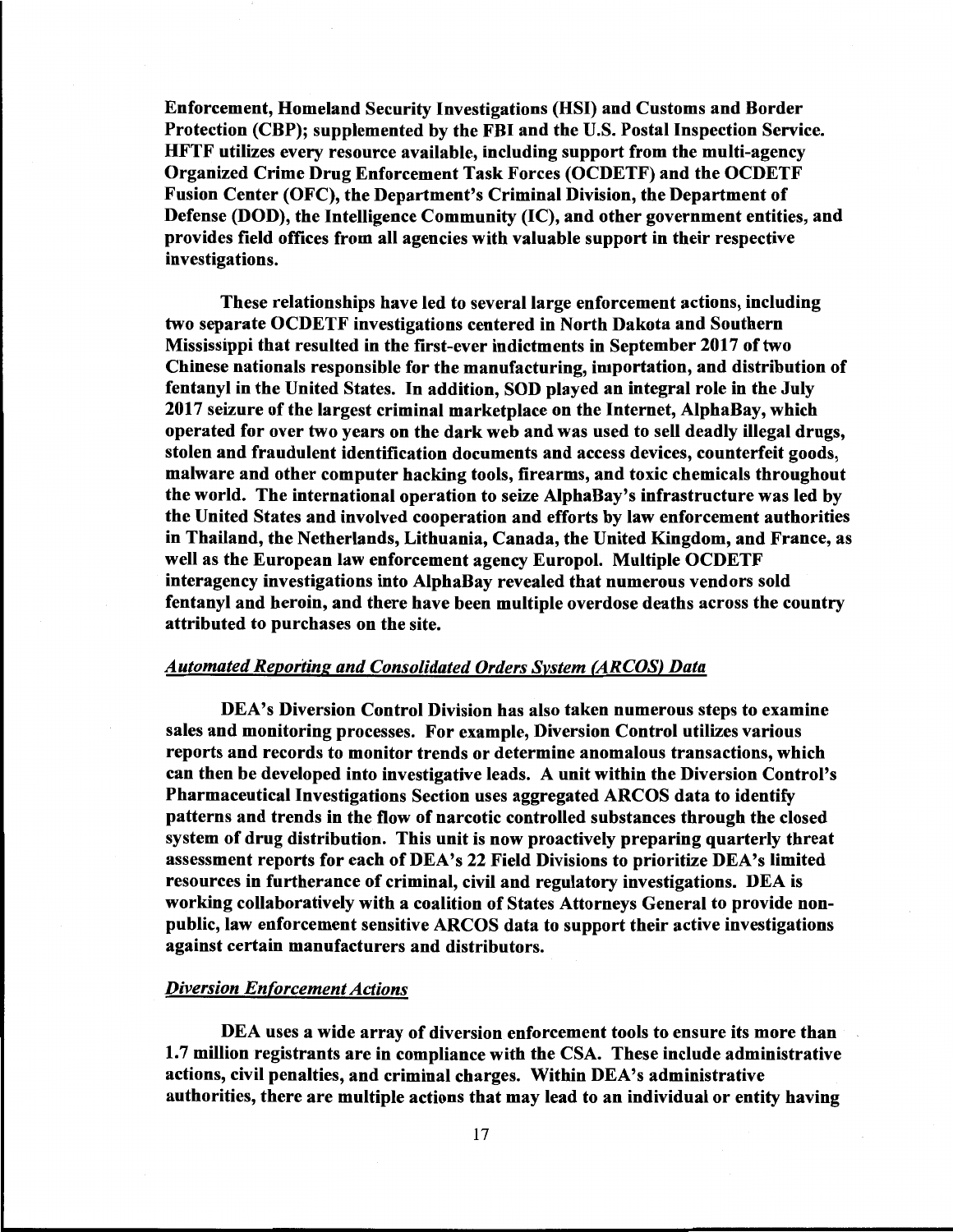**Enforcement, Homeland Security Investigations (HSI) and Customs and Border Protection (CBP); supplemented by the FBI and the U.S. Postal Inspection Service. HFTF utilizes every resource available, including support from the multi-agency Organized Crime Drug Enforcement Task Forces (OCDETF) and the OCDETF Fusion Center (OFC), the Department's Criminal Division, the Department of Defense (DOD), the Intelligence Community (IC), and other government entities, and provides field offices from all agencies with valuable support in their respective investigations.**

**These relationships have led to several large enforcement actions, including two separate OCDETF investigations centered in North Dakota and Southern Mississippi that resulted in the first-ever indictments in September 2017 of two Chinese nationals responsible for the manufacturing, importation, and distribution of fentanyl in the United States. In addition, SOD played an integral role in the July 2017 seizure of the largest criminal marketplace on the Internet, AlphaBay, which operated for over two years on the dark web and was used to sell deadly illegal drugs, stolen and fraudulent identification documents and access devices, counterfeit goods, malware and other computer hacking tools, firearms, and toxic chemicals throughout the world. The international operation to seize AlphaBay's infrastructure was led by the United States and involved cooperation and efforts by law enforcement authorities in Thailand, the Netherlands, Lithuania, Canada, the United Kingdom, and France, as well as the European law enforcement agency Europol. Multiple OCDETF interagency investigations into AlphaBay revealed that numerous vendors sold fentanyl and heroin, and there have been multiple overdose deaths across the country attributed to purchases on the site.**

***Automated Reporting and Consolidated Orders System (ARCOS) Data***

**DEA's Diversion Control Division has also taken numerous steps to examine sales and monitoring processes. For example, Diversion Control utilizes various reports and records to monitor trends or determine anomalous transactions, which can then be developed into investigative leads. A unit within the Diversion Control's Pharmaceutical Investigations Section uses aggregated ARCOS data to identify patterns and trends in the flow of narcotic controlled substances through the closed system of drug distribution. This unit is now proactively preparing quarterly threat assessment reports for each of DEA's 22 Field Divisions to prioritize DEA's limited resources in furtherance of criminal, civil and regulatory investigations. DEA is working collaboratively with a coalition of States Attorneys General to provide non-public, law enforcement sensitive ARCOS data to support their active investigations against certain manufacturers and distributors.**

***Diversion Enforcement Actions***

**DEA uses a wide array of diversion enforcement tools to ensure its more than 1.7 million registrants are in compliance with the CSA. These include administrative actions, civil penalties, and criminal charges. Within DEA's administrative authorities, there are multiple actions that may lead to an individual or entity having**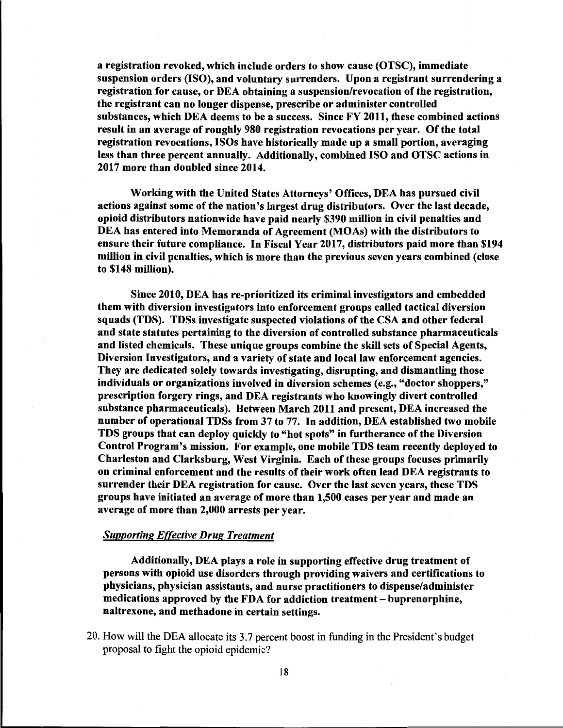**a registration revoked, which include orders to show cause (OTSC), immediate suspension orders (ISO), and voluntary surrenders. Upon a registrant surrendering a registration for cause, or DEA obtaining a suspension/revocation of the registration, the registrant can no longer dispense, prescribe or administer controlled substances, which DEA deems to be a success. Since FY 2011, these combined actions result in an average of roughly 980 registration revocations per year. Of the total registration revocations, ISOs have historically made up a small portion, averaging less than three percent annually. Additionally, combined ISO and OTSC actions in 2017 more than doubled since 2014.**

**Working with the United States Attorneys' Offices, DEA has pursued civil actions against some of the nation's largest drug distributors. Over the last decade, opioid distributors nationwide have paid nearly $390 million in civil penalties and DEA has entered into Memoranda of Agreement (MOAs) with the distributors to ensure their future compliance. In Fiscal Year 2017, distributors paid more than $194 million in civil penalties, which is more than the previous seven years combined (close to $148 million).**

**Since 2010, DEA has re-prioritized its criminal investigators and embedded them with diversion investigators into enforcement groups called tactical diversion squads (TDS). TDSs investigate suspected violations of the CSA and other federal and state statutes pertaining to the diversion of controlled substance pharmaceuticals and listed chemicals. These unique groups combine the skill sets of Special Agents, Diversion Investigators, and a variety of state and local law enforcement agencies. They are dedicated solely towards investigating, disrupting, and dismantling those individuals or organizations involved in diversion schemes (e.g., "doctor shoppers," prescription forgery rings, and DEA registrants who knowingly divert controlled substance pharmaceuticals). Between March 2011 and present, DEA increased the number of operational TDSs from 37 to 77. In addition, DEA established two mobile TDS groups that can deploy quickly to "hot spots" in furtherance of the Diversion Control Program's mission. For example, one mobile TDS team recently deployed to Charleston and Clarksburg, West Virginia. Each of these groups focuses primarily on criminal enforcement and the results of their work often lead DEA registrants to surrender their DEA registration for cause. Over the last seven years, these TDS groups have initiated an average of more than 1,500 cases per year and made an average of more than 2,000 arrests per year.**

***Supporting Effective Drug Treatment***

**Additionally, DEA plays a role in supporting effective drug treatment of persons with opioid use disorders through providing waivers and certifications to physicians, physician assistants, and nurse practitioners to dispense/administer medications approved by the FDA for addiction treatment – buprenorphine, naltrexone, and methadone in certain settings.**

20. How will the DEA allocate its 3.7 percent boost in funding in the President's budget proposal to fight the opioid epidemic?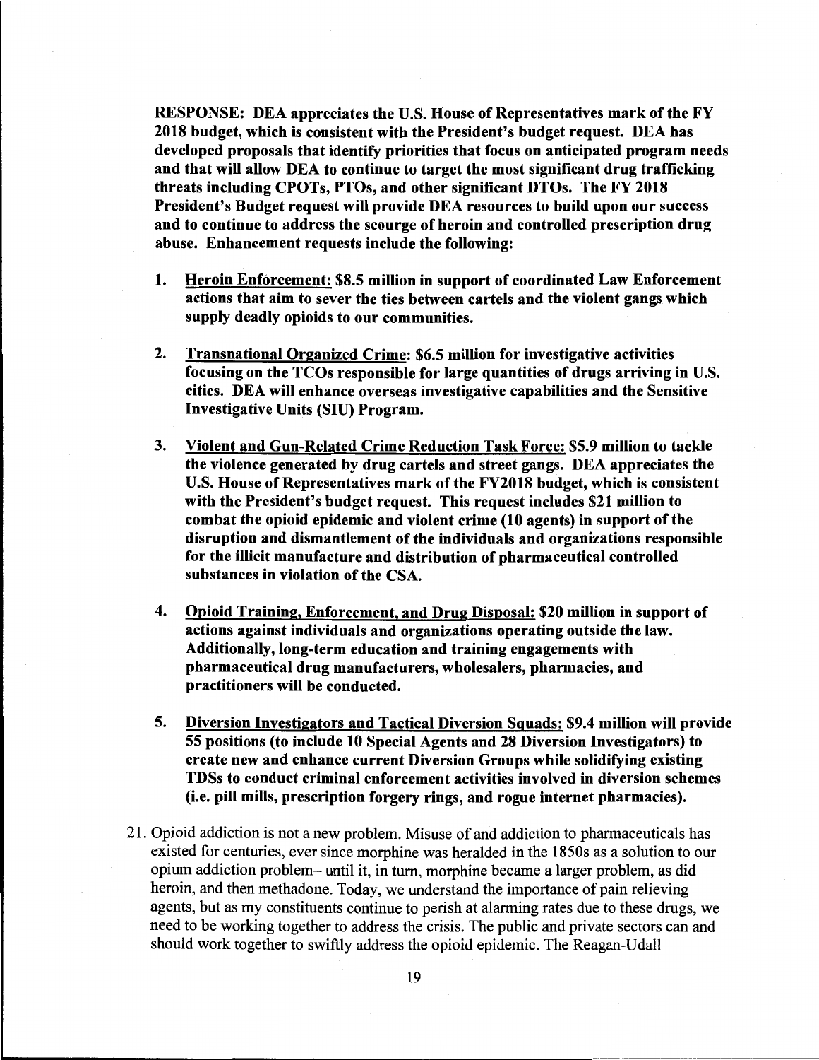**RESPONSE: DEA appreciates the U.S. House of Representatives mark of the FY 2018 budget, which is consistent with the President's budget request. DEA has developed proposals that identify priorities that focus on anticipated program needs and that will allow DEA to continue to target the most significant drug trafficking threats including CPOTs, PTOs, and other significant DTOs. The FY 2018 President's Budget request will provide DEA resources to build upon our success and to continue to address the scourge of heroin and controlled prescription drug abuse. Enhancement requests include the following:**

1. **<u>Heroin Enforcement:</u> $8.5 million in support of coordinated Law Enforcement actions that aim to sever the ties between cartels and the violent gangs which supply deadly opioids to our communities.**

2. **<u>Transnational Organized Crime</u>: $6.5 million for investigative activities focusing on the TCOs responsible for large quantities of drugs arriving in U.S. cities. DEA will enhance overseas investigative capabilities and the Sensitive Investigative Units (SIU) Program.**

3. **<u>Violent and Gun-Related Crime Reduction Task Force:</u> $5.9 million to tackle the violence generated by drug cartels and street gangs. DEA appreciates the U.S. House of Representatives mark of the FY2018 budget, which is consistent with the President's budget request. This request includes $21 million to combat the opioid epidemic and violent crime (10 agents) in support of the disruption and dismantlement of the individuals and organizations responsible for the illicit manufacture and distribution of pharmaceutical controlled substances in violation of the CSA.**

4. **<u>Opioid Training, Enforcement, and Drug Disposal:</u> $20 million in support of actions against individuals and organizations operating outside the law. Additionally, long-term education and training engagements with pharmaceutical drug manufacturers, wholesalers, pharmacies, and practitioners will be conducted.**

5. **<u>Diversion Investigators and Tactical Diversion Squads:</u> $9.4 million will provide 55 positions (to include 10 Special Agents and 28 Diversion Investigators) to create new and enhance current Diversion Groups while solidifying existing TDSs to conduct criminal enforcement activities involved in diversion schemes (i.e. pill mills, prescription forgery rings, and rogue internet pharmacies).**

21. Opioid addiction is not a new problem. Misuse of and addiction to pharmaceuticals has existed for centuries, ever since morphine was heralded in the 1850s as a solution to our opium addiction problem– until it, in turn, morphine became a larger problem, as did heroin, and then methadone. Today, we understand the importance of pain relieving agents, but as my constituents continue to perish at alarming rates due to these drugs, we need to be working together to address the crisis. The public and private sectors can and should work together to swiftly address the opioid epidemic. The Reagan-Udall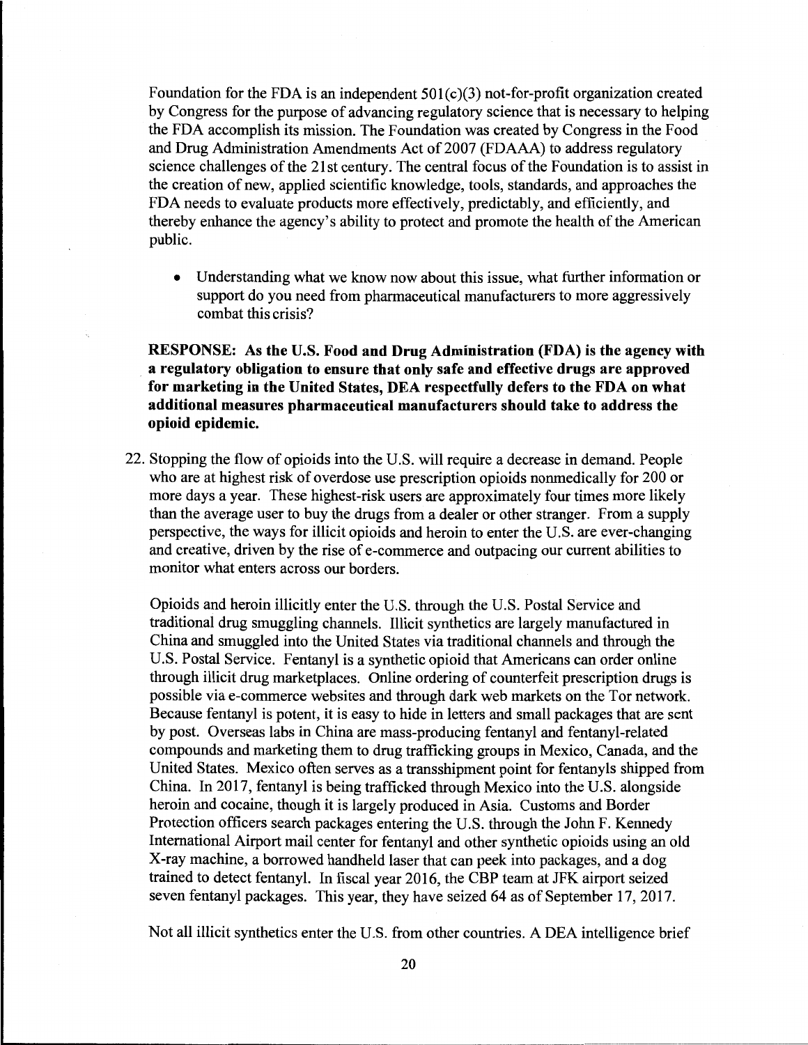Foundation for the FDA is an independent 501(c)(3) not-for-profit organization created by Congress for the purpose of advancing regulatory science that is necessary to helping the FDA accomplish its mission. The Foundation was created by Congress in the Food and Drug Administration Amendments Act of 2007 (FDAAA) to address regulatory science challenges of the 21st century. The central focus of the Foundation is to assist in the creation of new, applied scientific knowledge, tools, standards, and approaches the FDA needs to evaluate products more effectively, predictably, and efficiently, and thereby enhance the agency's ability to protect and promote the health of the American public.

- Understanding what we know now about this issue, what further information or support do you need from pharmaceutical manufacturers to more aggressively combat this crisis?

**RESPONSE: As the U.S. Food and Drug Administration (FDA) is the agency with a regulatory obligation to ensure that only safe and effective drugs are approved for marketing in the United States, DEA respectfully defers to the FDA on what additional measures pharmaceutical manufacturers should take to address the opioid epidemic.**

22. Stopping the flow of opioids into the U.S. will require a decrease in demand. People who are at highest risk of overdose use prescription opioids nonmedically for 200 or more days a year. These highest-risk users are approximately four times more likely than the average user to buy the drugs from a dealer or other stranger. From a supply perspective, the ways for illicit opioids and heroin to enter the U.S. are ever-changing and creative, driven by the rise of e-commerce and outpacing our current abilities to monitor what enters across our borders.

    Opioids and heroin illicitly enter the U.S. through the U.S. Postal Service and traditional drug smuggling channels. Illicit synthetics are largely manufactured in China and smuggled into the United States via traditional channels and through the U.S. Postal Service. Fentanyl is a synthetic opioid that Americans can order online through illicit drug marketplaces. Online ordering of counterfeit prescription drugs is possible via e-commerce websites and through dark web markets on the Tor network. Because fentanyl is potent, it is easy to hide in letters and small packages that are sent by post. Overseas labs in China are mass-producing fentanyl and fentanyl-related compounds and marketing them to drug trafficking groups in Mexico, Canada, and the United States. Mexico often serves as a transshipment point for fentanyls shipped from China. In 2017, fentanyl is being trafficked through Mexico into the U.S. alongside heroin and cocaine, though it is largely produced in Asia. Customs and Border Protection officers search packages entering the U.S. through the John F. Kennedy International Airport mail center for fentanyl and other synthetic opioids using an old X-ray machine, a borrowed handheld laser that can peek into packages, and a dog trained to detect fentanyl. In fiscal year 2016, the CBP team at JFK airport seized seven fentanyl packages. This year, they have seized 64 as of September 17, 2017.

    Not all illicit synthetics enter the U.S. from other countries. A DEA intelligence brief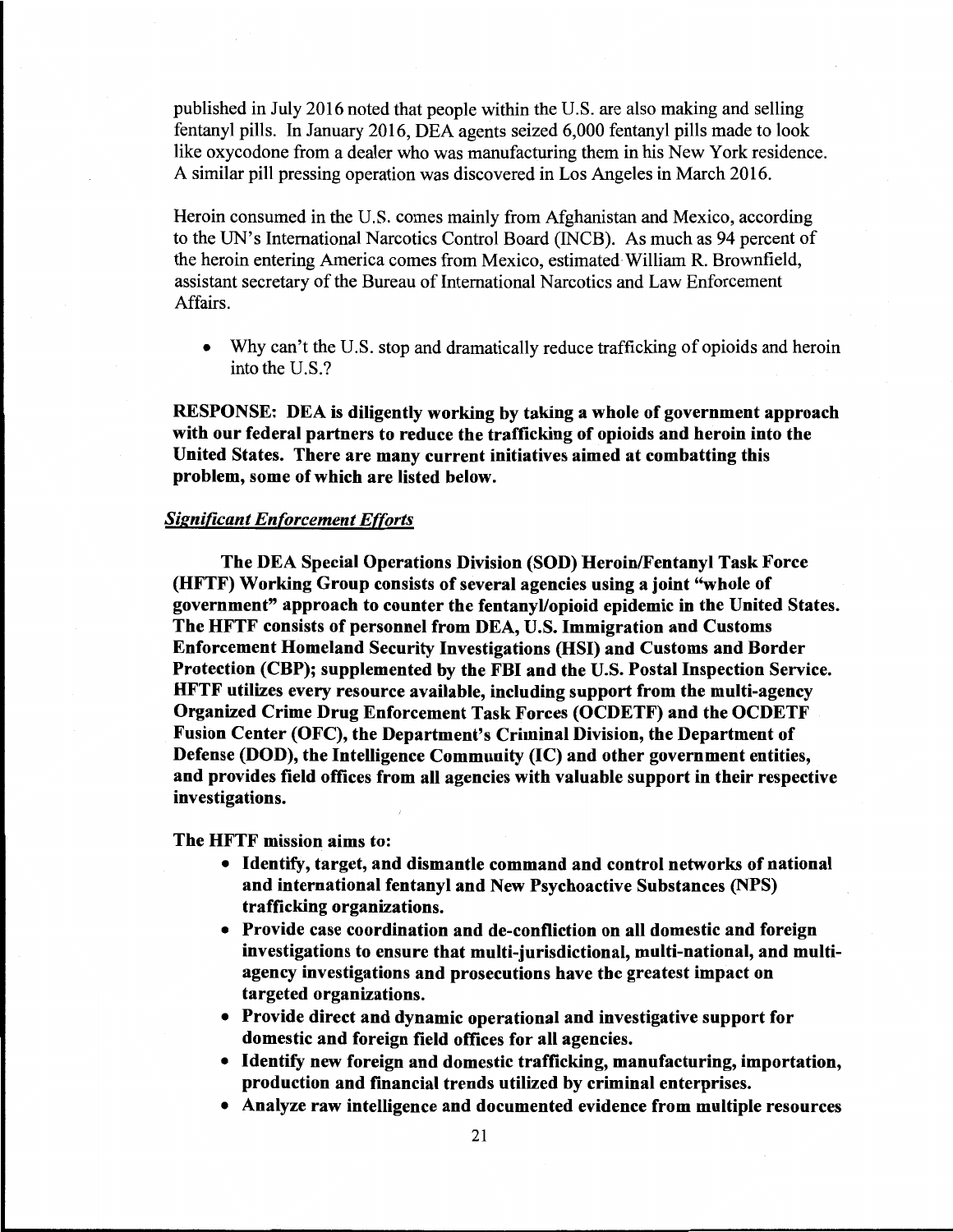published in July 2016 noted that people within the U.S. are also making and selling fentanyl pills. In January 2016, DEA agents seized 6,000 fentanyl pills made to look like oxycodone from a dealer who was manufacturing them in his New York residence. A similar pill pressing operation was discovered in Los Angeles in March 2016.

Heroin consumed in the U.S. comes mainly from Afghanistan and Mexico, according to the UN's International Narcotics Control Board (INCB). As much as 94 percent of the heroin entering America comes from Mexico, estimated William R. Brownfield, assistant secretary of the Bureau of International Narcotics and Law Enforcement Affairs.

- Why can't the U.S. stop and dramatically reduce trafficking of opioids and heroin into the U.S.?

**RESPONSE: DEA is diligently working by taking a whole of government approach with our federal partners to reduce the trafficking of opioids and heroin into the United States. There are many current initiatives aimed at combatting this problem, some of which are listed below.**

***Significant Enforcement Efforts***

**The DEA Special Operations Division (SOD) Heroin/Fentanyl Task Force (HFTF) Working Group consists of several agencies using a joint "whole of government" approach to counter the fentanyl/opioid epidemic in the United States. The HFTF consists of personnel from DEA, U.S. Immigration and Customs Enforcement Homeland Security Investigations (HSI) and Customs and Border Protection (CBP); supplemented by the FBI and the U.S. Postal Inspection Service. HFTF utilizes every resource available, including support from the multi-agency Organized Crime Drug Enforcement Task Forces (OCDETF) and the OCDETF Fusion Center (OFC), the Department's Criminal Division, the Department of Defense (DOD), the Intelligence Community (IC) and other government entities, and provides field offices from all agencies with valuable support in their respective investigations.**

**The HFTF mission aims to:**

- **Identify, target, and dismantle command and control networks of national and international fentanyl and New Psychoactive Substances (NPS) trafficking organizations.**
- **Provide case coordination and de-confliction on all domestic and foreign investigations to ensure that multi-jurisdictional, multi-national, and multi-agency investigations and prosecutions have the greatest impact on targeted organizations.**
- **Provide direct and dynamic operational and investigative support for domestic and foreign field offices for all agencies.**
- **Identify new foreign and domestic trafficking, manufacturing, importation, production and financial trends utilized by criminal enterprises.**
- **Analyze raw intelligence and documented evidence from multiple resources**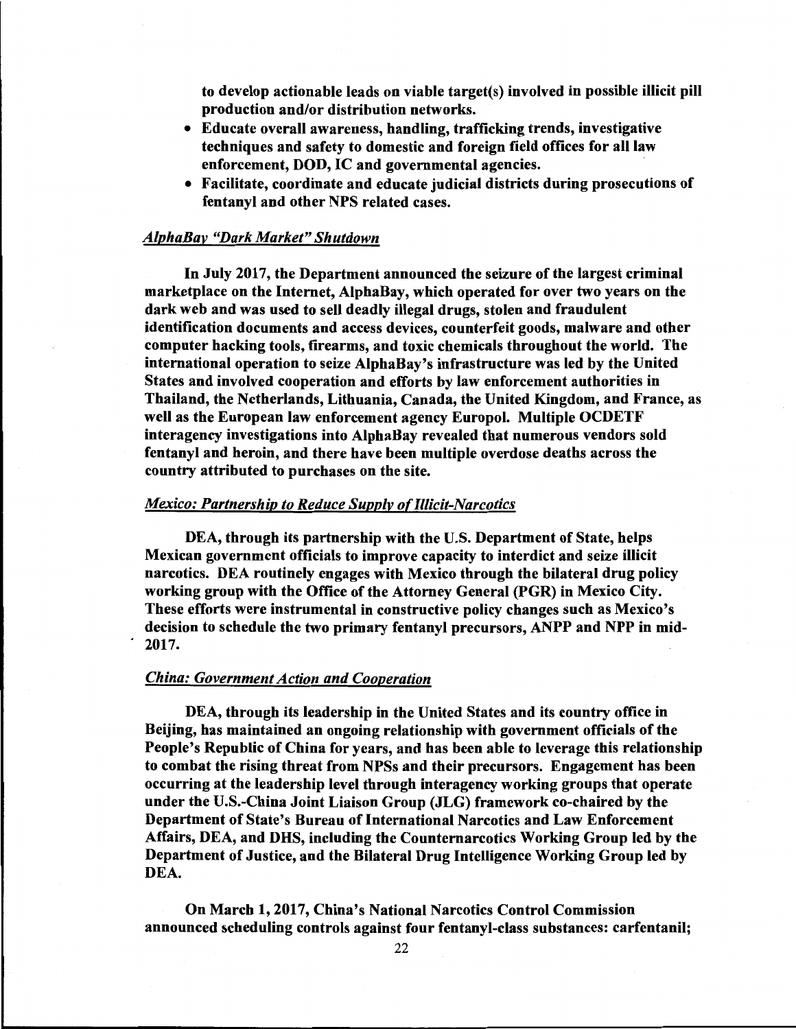to develop actionable leads on viable target(s) involved in possible illicit pill production and/or distribution networks.

- Educate overall awareness, handling, trafficking trends, investigative techniques and safety to domestic and foreign field offices for all law enforcement, DOD, IC and governmental agencies.
- Facilitate, coordinate and educate judicial districts during prosecutions of fentanyl and other NPS related cases.

### *AlphaBay "Dark Market" Shutdown*

In July 2017, the Department announced the seizure of the largest criminal marketplace on the Internet, AlphaBay, which operated for over two years on the dark web and was used to sell deadly illegal drugs, stolen and fraudulent identification documents and access devices, counterfeit goods, malware and other computer hacking tools, firearms, and toxic chemicals throughout the world. The international operation to seize AlphaBay's infrastructure was led by the United States and involved cooperation and efforts by law enforcement authorities in Thailand, the Netherlands, Lithuania, Canada, the United Kingdom, and France, as well as the European law enforcement agency Europol. Multiple OCDETF interagency investigations into AlphaBay revealed that numerous vendors sold fentanyl and heroin, and there have been multiple overdose deaths across the country attributed to purchases on the site.

### *Mexico: Partnership to Reduce Supply of Illicit-Narcotics*

DEA, through its partnership with the U.S. Department of State, helps Mexican government officials to improve capacity to interdict and seize illicit narcotics. DEA routinely engages with Mexico through the bilateral drug policy working group with the Office of the Attorney General (PGR) in Mexico City. These efforts were instrumental in constructive policy changes such as Mexico's decision to schedule the two primary fentanyl precursors, ANPP and NPP in mid-2017.

### *China: Government Action and Cooperation*

DEA, through its leadership in the United States and its country office in Beijing, has maintained an ongoing relationship with government officials of the People's Republic of China for years, and has been able to leverage this relationship to combat the rising threat from NPSs and their precursors. Engagement has been occurring at the leadership level through interagency working groups that operate under the U.S.-China Joint Liaison Group (JLG) framework co-chaired by the Department of State's Bureau of International Narcotics and Law Enforcement Affairs, DEA, and DHS, including the Counternarcotics Working Group led by the Department of Justice, and the Bilateral Drug Intelligence Working Group led by DEA.

On March 1, 2017, China's National Narcotics Control Commission announced scheduling controls against four fentanyl-class substances: carfentanil;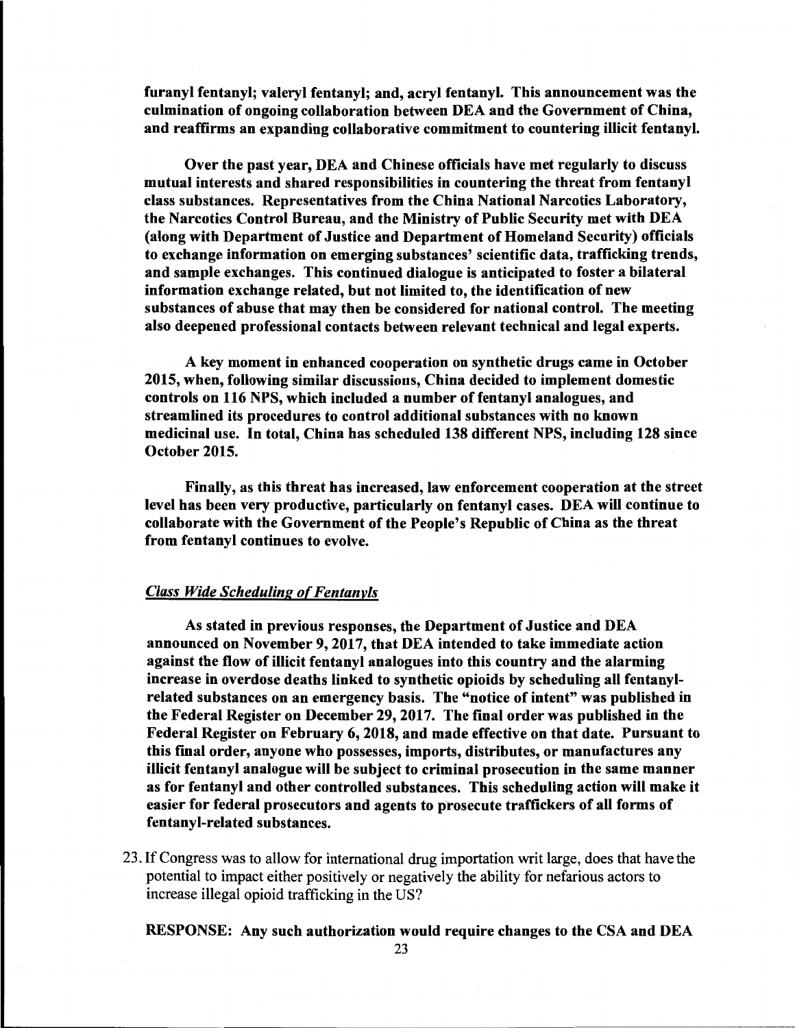**furanyl fentanyl; valeryl fentanyl; and, acryl fentanyl. This announcement was the culmination of ongoing collaboration between DEA and the Government of China, and reaffirms an expanding collaborative commitment to countering illicit fentanyl.**

**Over the past year, DEA and Chinese officials have met regularly to discuss mutual interests and shared responsibilities in countering the threat from fentanyl class substances. Representatives from the China National Narcotics Laboratory, the Narcotics Control Bureau, and the Ministry of Public Security met with DEA (along with Department of Justice and Department of Homeland Security) officials to exchange information on emerging substances' scientific data, trafficking trends, and sample exchanges. This continued dialogue is anticipated to foster a bilateral information exchange related, but not limited to, the identification of new substances of abuse that may then be considered for national control. The meeting also deepened professional contacts between relevant technical and legal experts.**

**A key moment in enhanced cooperation on synthetic drugs came in October 2015, when, following similar discussions, China decided to implement domestic controls on 116 NPS, which included a number of fentanyl analogues, and streamlined its procedures to control additional substances with no known medicinal use. In total, China has scheduled 138 different NPS, including 128 since October 2015.**

**Finally, as this threat has increased, law enforcement cooperation at the street level has been very productive, particularly on fentanyl cases. DEA will continue to collaborate with the Government of the People's Republic of China as the threat from fentanyl continues to evolve.**

***Class Wide Scheduling of Fentanyls***

**As stated in previous responses, the Department of Justice and DEA announced on November 9, 2017, that DEA intended to take immediate action against the flow of illicit fentanyl analogues into this country and the alarming increase in overdose deaths linked to synthetic opioids by scheduling all fentanyl-related substances on an emergency basis. The "notice of intent" was published in the Federal Register on December 29, 2017. The final order was published in the Federal Register on February 6, 2018, and made effective on that date. Pursuant to this final order, anyone who possesses, imports, distributes, or manufactures any illicit fentanyl analogue will be subject to criminal prosecution in the same manner as for fentanyl and other controlled substances. This scheduling action will make it easier for federal prosecutors and agents to prosecute traffickers of all forms of fentanyl-related substances.**

23. If Congress was to allow for international drug importation writ large, does that have the potential to impact either positively or negatively the ability for nefarious actors to increase illegal opioid trafficking in the US?

**RESPONSE: Any such authorization would require changes to the CSA and DEA**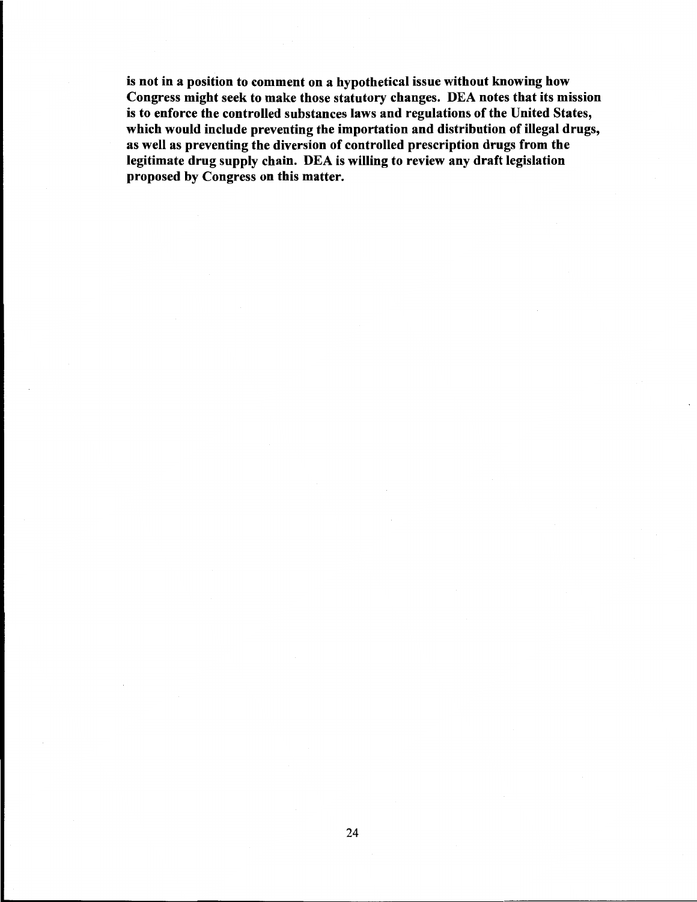**is not in a position to comment on a hypothetical issue without knowing how Congress might seek to make those statutory changes. DEA notes that its mission is to enforce the controlled substances laws and regulations of the United States, which would include preventing the importation and distribution of illegal drugs, as well as preventing the diversion of controlled prescription drugs from the legitimate drug supply chain. DEA is willing to review any draft legislation proposed by Congress on this matter.**